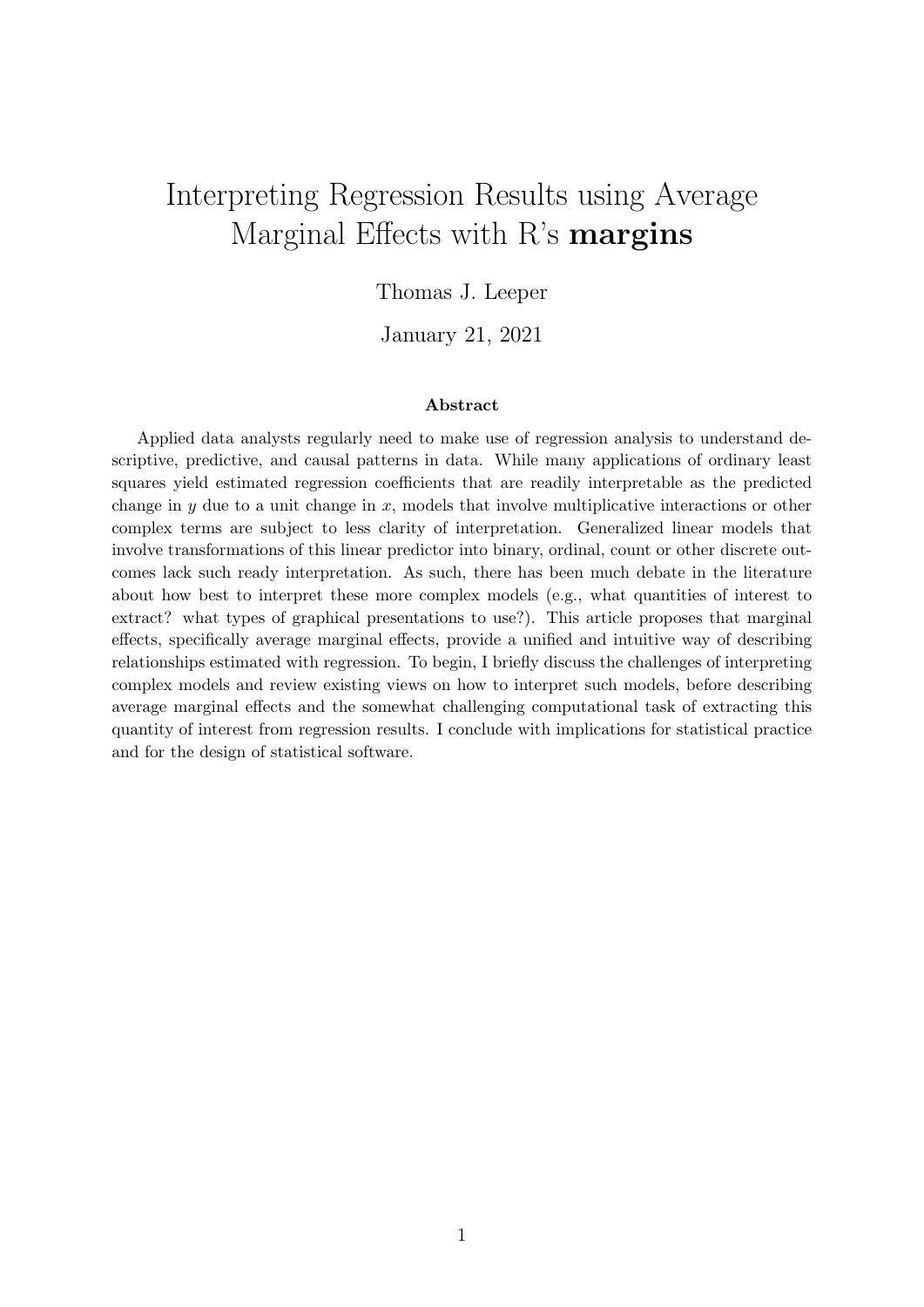# Interpreting Regression Results using Average Marginal Effects with R's **margins**

Thomas J. Leeper

January 21, 2021

### Abstract

Applied data analysts regularly need to make use of regression analysis to understand descriptive, predictive, and causal patterns in data. While many applications of ordinary least squares yield estimated regression coefficients that are readily interpretable as the predicted change in $y$ due to a unit change in $x$, models that involve multiplicative interactions or other complex terms are subject to less clarity of interpretation. Generalized linear models that involve transformations of this linear predictor into binary, ordinal, count or other discrete outcomes lack such ready interpretation. As such, there has been much debate in the literature about how best to interpret these more complex models (e.g., what quantities of interest to extract? what types of graphical presentations to use?). This article proposes that marginal effects, specifically average marginal effects, provide a unified and intuitive way of describing relationships estimated with regression. To begin, I briefly discuss the challenges of interpreting complex models and review existing views on how to interpret such models, before describing average marginal effects and the somewhat challenging computational task of extracting this quantity of interest from regression results. I conclude with implications for statistical practice and for the design of statistical software.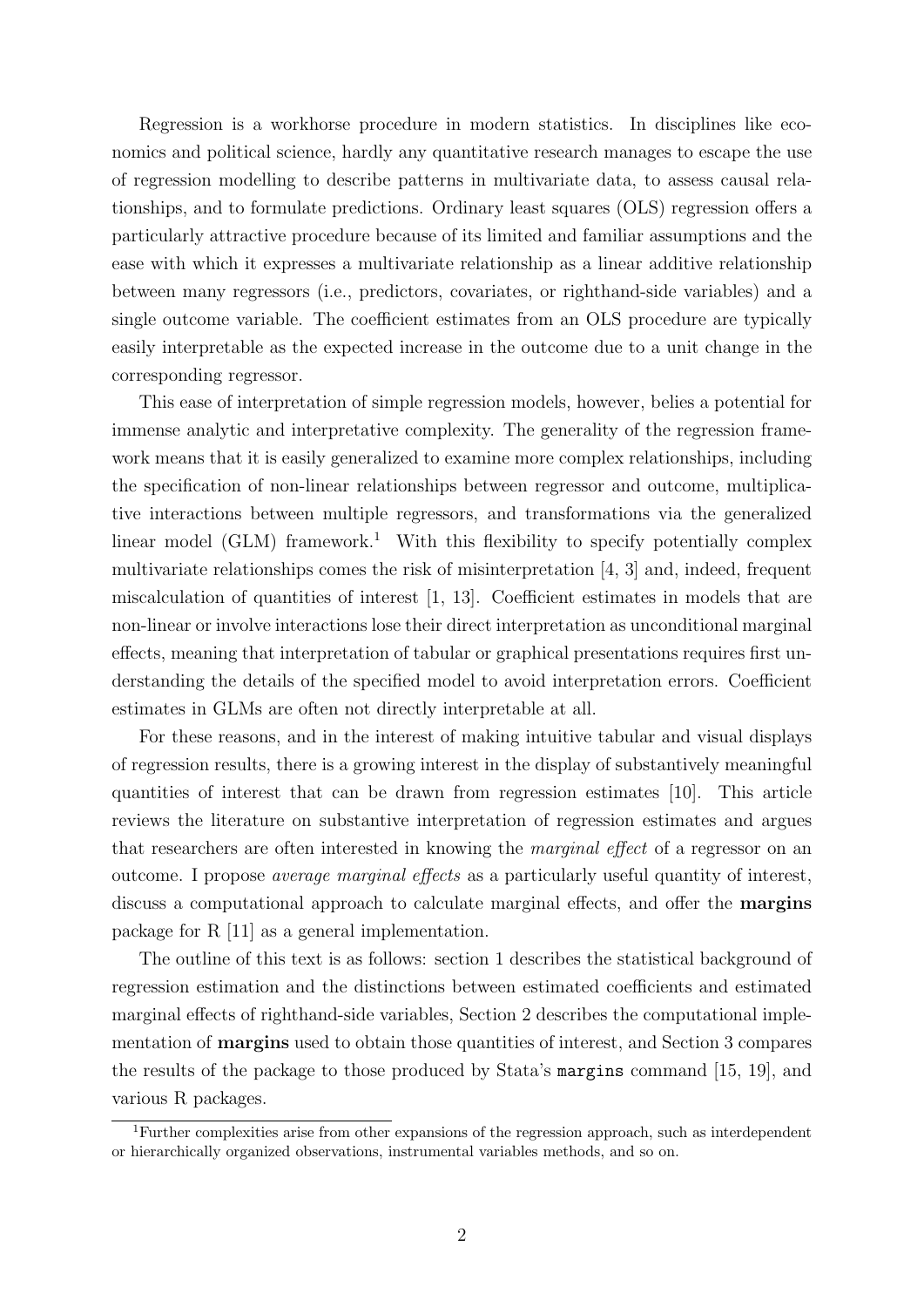Regression is a workhorse procedure in modern statistics. In disciplines like economics and political science, hardly any quantitative research manages to escape the use of regression modelling to describe patterns in multivariate data, to assess causal relationships, and to formulate predictions. Ordinary least squares (OLS) regression offers a particularly attractive procedure because of its limited and familiar assumptions and the ease with which it expresses a multivariate relationship as a linear additive relationship between many regressors (i.e., predictors, covariates, or righthand-side variables) and a single outcome variable. The coefficient estimates from an OLS procedure are typically easily interpretable as the expected increase in the outcome due to a unit change in the corresponding regressor.

This ease of interpretation of simple regression models, however, belies a potential for immense analytic and interpretative complexity. The generality of the regression framework means that it is easily generalized to examine more complex relationships, including the specification of non-linear relationships between regressor and outcome, multiplicative interactions between multiple regressors, and transformations via the generalized linear model (GLM) framework.[1] With this flexibility to specify potentially complex multivariate relationships comes the risk of misinterpretation [4, 3] and, indeed, frequent miscalculation of quantities of interest [1, 13]. Coefficient estimates in models that are non-linear or involve interactions lose their direct interpretation as unconditional marginal effects, meaning that interpretation of tabular or graphical presentations requires first understanding the details of the specified model to avoid interpretation errors. Coefficient estimates in GLMs are often not directly interpretable at all.

For these reasons, and in the interest of making intuitive tabular and visual displays of regression results, there is a growing interest in the display of substantively meaningful quantities of interest that can be drawn from regression estimates [10]. This article reviews the literature on substantive interpretation of regression estimates and argues that researchers are often interested in knowing the *marginal effect* of a regressor on an outcome. I propose *average marginal effects* as a particularly useful quantity of interest, discuss a computational approach to calculate marginal effects, and offer the **margins** package for R [11] as a general implementation.

The outline of this text is as follows: section 1 describes the statistical background of regression estimation and the distinctions between estimated coefficients and estimated marginal effects of righthand-side variables, Section 2 describes the computational implementation of **margins** used to obtain those quantities of interest, and Section 3 compares the results of the package to those produced by Stata's `margins` command [15, 19], and various R packages.

[1] Further complexities arise from other expansions of the regression approach, such as interdependent or hierarchically organized observations, instrumental variables methods, and so on.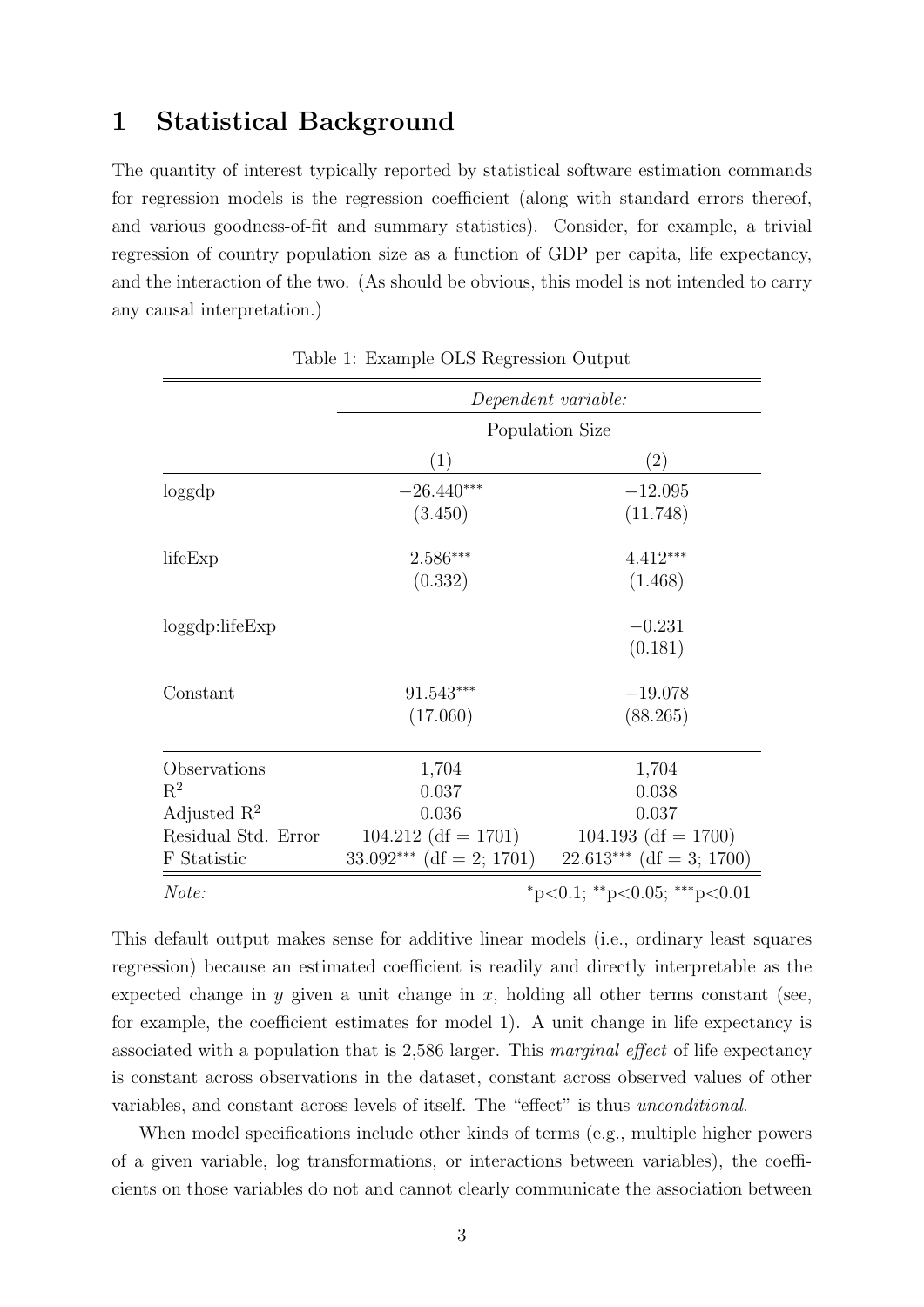# 1 Statistical Background

The quantity of interest typically reported by statistical software estimation commands for regression models is the regression coefficient (along with standard errors thereof, and various goodness-of-fit and summary statistics). Consider, for example, a trivial regression of country population size as a function of GDP per capita, life expectancy, and the interaction of the two. (As should be obvious, this model is not intended to carry any causal interpretation.)

Table 1: Example OLS Regression Output

| | *Dependent variable:* | |
|---|---|---|
| | Population Size | |
| | (1) | (2) |
| loggdp | $-26.440^{***}$ | $-12.095$ |
| | (3.450) | (11.748) |
| lifeExp | $2.586^{***}$ | $4.412^{***}$ |
| | (0.332) | (1.468) |
| loggdp:lifeExp | | $-0.231$ |
| | | (0.181) |
| Constant | $91.543^{***}$ | $-19.078$ |
| | (17.060) | (88.265) |
| Observations | 1,704 | 1,704 |
| $R^2$ | 0.037 | 0.038 |
| Adjusted $R^2$ | 0.036 | 0.037 |
| Residual Std. Error | 104.212 (df = 1701) | 104.193 (df = 1700) |
| F Statistic | $33.092^{***}$ (df = 2; 1701) | $22.613^{***}$ (df = 3; 1700) |
| *Note:* | | $^{*}$p<0.1; $^{**}$p<0.05; $^{***}$p<0.01 |

This default output makes sense for additive linear models (i.e., ordinary least squares regression) because an estimated coefficient is readily and directly interpretable as the expected change in $y$ given a unit change in $x$, holding all other terms constant (see, for example, the coefficient estimates for model 1). A unit change in life expectancy is associated with a population that is 2,586 larger. This *marginal effect* of life expectancy is constant across observations in the dataset, constant across observed values of other variables, and constant across levels of itself. The "effect" is thus *unconditional*.

When model specifications include other kinds of terms (e.g., multiple higher powers of a given variable, log transformations, or interactions between variables), the coefficients on those variables do not and cannot clearly communicate the association between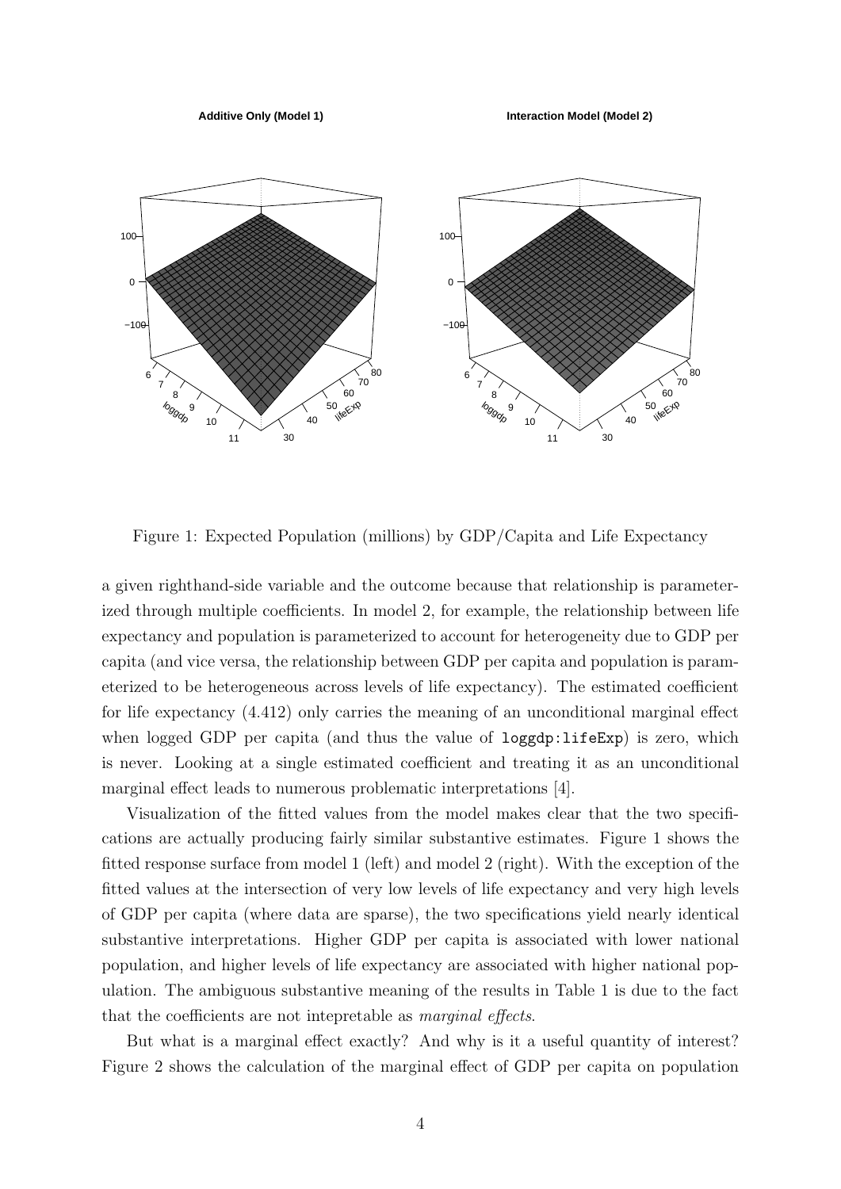Figure 1: Expected Population (millions) by GDP/Capita and Life Expectancy

a given righthand-side variable and the outcome because that relationship is parameterized through multiple coefficients. In model 2, for example, the relationship between life expectancy and population is parameterized to account for heterogeneity due to GDP per capita (and vice versa, the relationship between GDP per capita and population is parameterized to be heterogeneous across levels of life expectancy). The estimated coefficient for life expectancy (4.412) only carries the meaning of an unconditional marginal effect when logged GDP per capita (and thus the value of `loggdp:lifeExp`) is zero, which is never. Looking at a single estimated coefficient and treating it as an unconditional marginal effect leads to numerous problematic interpretations [4].

Visualization of the fitted values from the model makes clear that the two specifications are actually producing fairly similar substantive estimates. Figure 1 shows the fitted response surface from model 1 (left) and model 2 (right). With the exception of the fitted values at the intersection of very low levels of life expectancy and very high levels of GDP per capita (where data are sparse), the two specifications yield nearly identical substantive interpretations. Higher GDP per capita is associated with lower national population, and higher levels of life expectancy are associated with higher national population. The ambiguous substantive meaning of the results in Table 1 is due to the fact that the coefficients are not intepretable as *marginal effects*.

But what is a marginal effect exactly? And why is it a useful quantity of interest? Figure 2 shows the calculation of the marginal effect of GDP per capita on population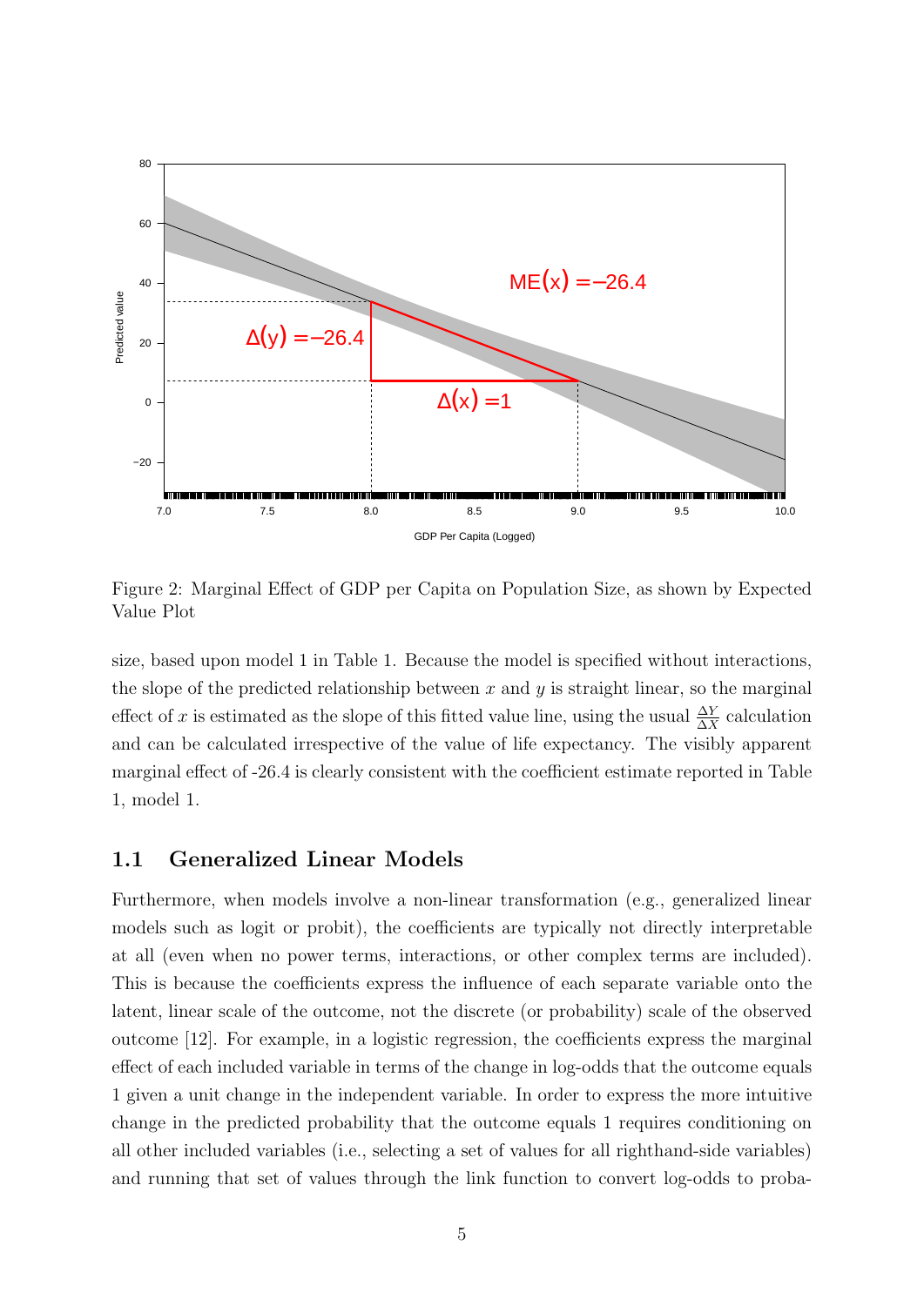Figure 2: Marginal Effect of GDP per Capita on Population Size, as shown by Expected Value Plot

size, based upon model 1 in Table 1. Because the model is specified without interactions, the slope of the predicted relationship between $x$ and $y$ is straight linear, so the marginal effect of $x$ is estimated as the slope of this fitted value line, using the usual $\frac{\Delta Y}{\Delta X}$ calculation and can be calculated irrespective of the value of life expectancy. The visibly apparent marginal effect of -26.4 is clearly consistent with the coefficient estimate reported in Table 1, model 1.

### 1.1 Generalized Linear Models

Furthermore, when models involve a non-linear transformation (e.g., generalized linear models such as logit or probit), the coefficients are typically not directly interpretable at all (even when no power terms, interactions, or other complex terms are included). This is because the coefficients express the influence of each separate variable onto the latent, linear scale of the outcome, not the discrete (or probability) scale of the observed outcome [12]. For example, in a logistic regression, the coefficients express the marginal effect of each included variable in terms of the change in log-odds that the outcome equals 1 given a unit change in the independent variable. In order to express the more intuitive change in the predicted probability that the outcome equals 1 requires conditioning on all other included variables (i.e., selecting a set of values for all righthand-side variables) and running that set of values through the link function to convert log-odds to proba-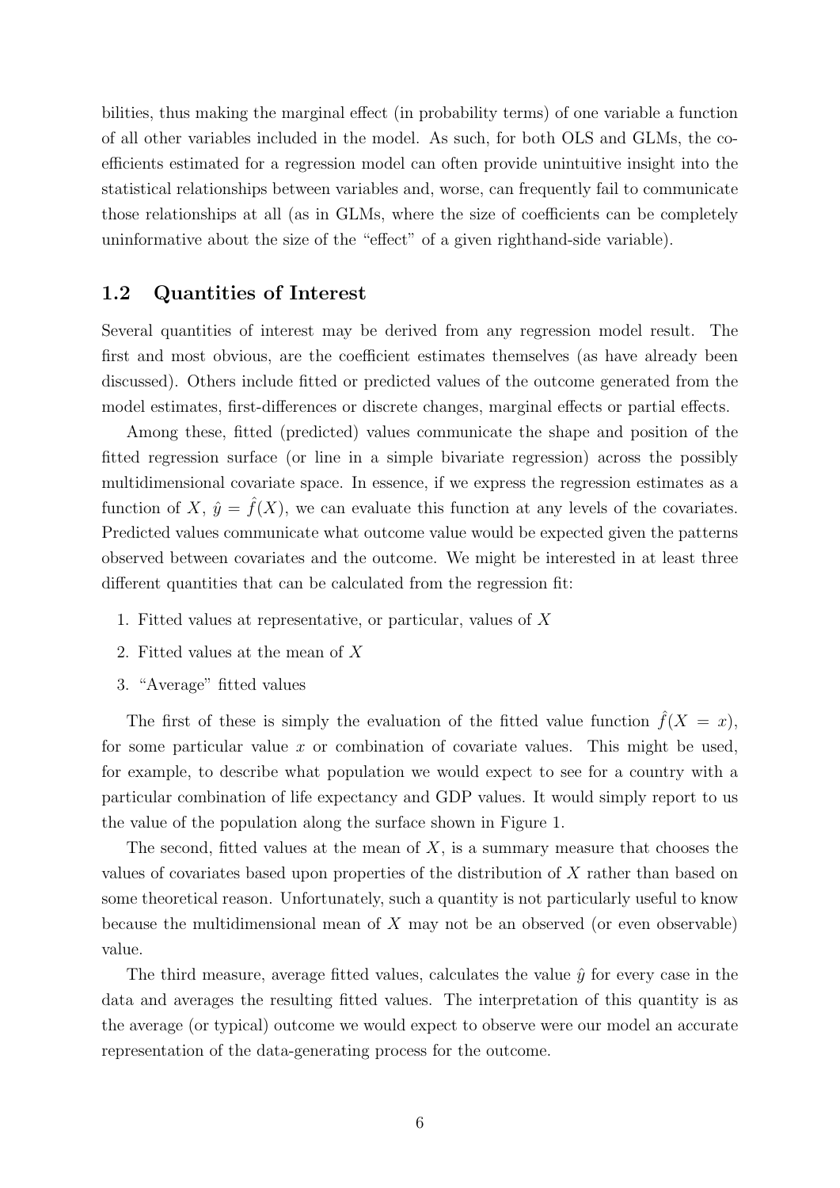bilities, thus making the marginal effect (in probability terms) of one variable a function of all other variables included in the model. As such, for both OLS and GLMs, the coefficients estimated for a regression model can often provide unintuitive insight into the statistical relationships between variables and, worse, can frequently fail to communicate those relationships at all (as in GLMs, where the size of coefficients can be completely uninformative about the size of the "effect" of a given righthand-side variable).

## 1.2 Quantities of Interest

Several quantities of interest may be derived from any regression model result. The first and most obvious, are the coefficient estimates themselves (as have already been discussed). Others include fitted or predicted values of the outcome generated from the model estimates, first-differences or discrete changes, marginal effects or partial effects.

Among these, fitted (predicted) values communicate the shape and position of the fitted regression surface (or line in a simple bivariate regression) across the possibly multidimensional covariate space. In essence, if we express the regression estimates as a function of $X$, $\hat{y} = \hat{f}(X)$, we can evaluate this function at any levels of the covariates. Predicted values communicate what outcome value would be expected given the patterns observed between covariates and the outcome. We might be interested in at least three different quantities that can be calculated from the regression fit:

1. Fitted values at representative, or particular, values of $X$
2. Fitted values at the mean of $X$
3. "Average" fitted values

The first of these is simply the evaluation of the fitted value function $\hat{f}(X = x)$, for some particular value $x$ or combination of covariate values. This might be used, for example, to describe what population we would expect to see for a country with a particular combination of life expectancy and GDP values. It would simply report to us the value of the population along the surface shown in Figure 1.

The second, fitted values at the mean of $X$, is a summary measure that chooses the values of covariates based upon properties of the distribution of $X$ rather than based on some theoretical reason. Unfortunately, such a quantity is not particularly useful to know because the multidimensional mean of $X$ may not be an observed (or even observable) value.

The third measure, average fitted values, calculates the value $\hat{y}$ for every case in the data and averages the resulting fitted values. The interpretation of this quantity is as the average (or typical) outcome we would expect to observe were our model an accurate representation of the data-generating process for the outcome.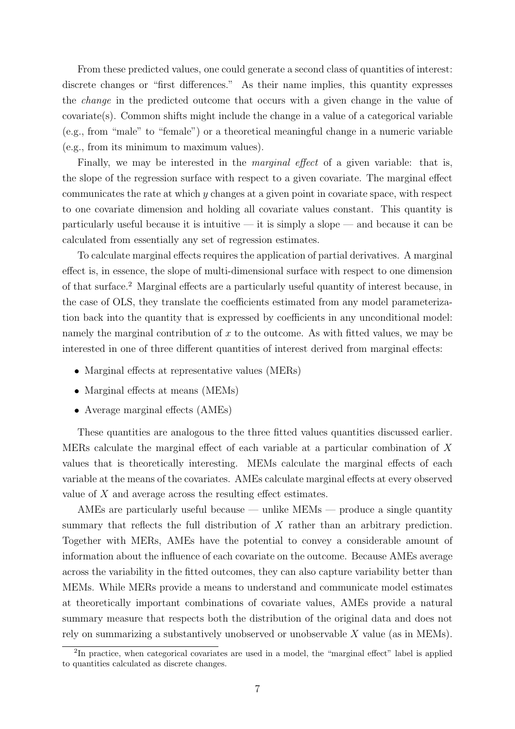From these predicted values, one could generate a second class of quantities of interest: discrete changes or "first differences." As their name implies, this quantity expresses the *change* in the predicted outcome that occurs with a given change in the value of covariate(s). Common shifts might include the change in a value of a categorical variable (e.g., from "male" to "female") or a theoretical meaningful change in a numeric variable (e.g., from its minimum to maximum values).

Finally, we may be interested in the *marginal effect* of a given variable: that is, the slope of the regression surface with respect to a given covariate. The marginal effect communicates the rate at which $y$ changes at a given point in covariate space, with respect to one covariate dimension and holding all covariate values constant. This quantity is particularly useful because it is intuitive — it is simply a slope — and because it can be calculated from essentially any set of regression estimates.

To calculate marginal effects requires the application of partial derivatives. A marginal effect is, in essence, the slope of multi-dimensional surface with respect to one dimension of that surface.[2] Marginal effects are a particularly useful quantity of interest because, in the case of OLS, they translate the coefficients estimated from any model parameterization back into the quantity that is expressed by coefficients in any unconditional model: namely the marginal contribution of $x$ to the outcome. As with fitted values, we may be interested in one of three different quantities of interest derived from marginal effects:

- Marginal effects at representative values (MERs)
- Marginal effects at means (MEMs)
- Average marginal effects (AMEs)

These quantities are analogous to the three fitted values quantities discussed earlier. MERs calculate the marginal effect of each variable at a particular combination of $X$ values that is theoretically interesting. MEMs calculate the marginal effects of each variable at the means of the covariates. AMEs calculate marginal effects at every observed value of $X$ and average across the resulting effect estimates.

AMEs are particularly useful because — unlike MEMs — produce a single quantity summary that reflects the full distribution of $X$ rather than an arbitrary prediction. Together with MERs, AMEs have the potential to convey a considerable amount of information about the influence of each covariate on the outcome. Because AMEs average across the variability in the fitted outcomes, they can also capture variability better than MEMs. While MERs provide a means to understand and communicate model estimates at theoretically important combinations of covariate values, AMEs provide a natural summary measure that respects both the distribution of the original data and does not rely on summarizing a substantively unobserved or unobservable $X$ value (as in MEMs).

[2] In practice, when categorical covariates are used in a model, the "marginal effect" label is applied to quantities calculated as discrete changes.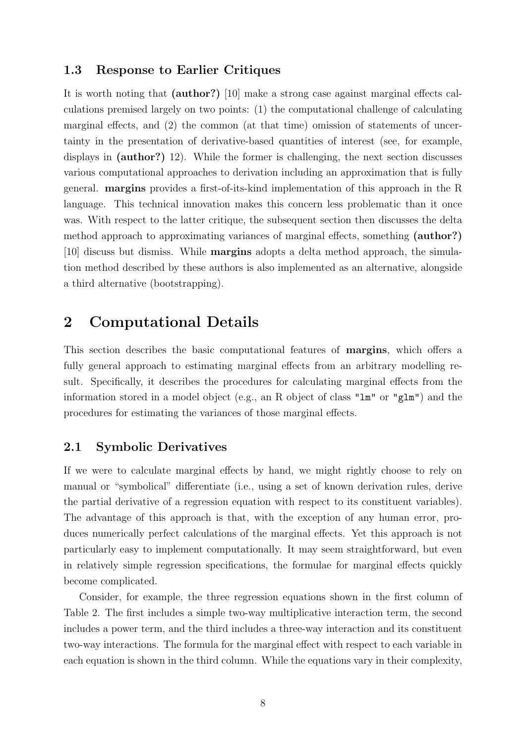### 1.3 Response to Earlier Critiques

It is worth noting that **(author?)** [10] make a strong case against marginal effects calculations premised largely on two points: (1) the computational challenge of calculating marginal effects, and (2) the common (at that time) omission of statements of uncertainty in the presentation of derivative-based quantities of interest (see, for example, displays in **(author?)** 12). While the former is challenging, the next section discusses various computational approaches to derivation including an approximation that is fully general. **margins** provides a first-of-its-kind implementation of this approach in the R language. This technical innovation makes this concern less problematic than it once was. With respect to the latter critique, the subsequent section then discusses the delta method approach to approximating variances of marginal effects, something **(author?)** [10] discuss but dismiss. While **margins** adopts a delta method approach, the simulation method described by these authors is also implemented as an alternative, alongside a third alternative (bootstrapping).

## 2 Computational Details

This section describes the basic computational features of **margins**, which offers a fully general approach to estimating marginal effects from an arbitrary modelling result. Specifically, it describes the procedures for calculating marginal effects from the information stored in a model object (e.g., an R object of class `"lm"` or `"glm"`) and the procedures for estimating the variances of those marginal effects.

### 2.1 Symbolic Derivatives

If we were to calculate marginal effects by hand, we might rightly choose to rely on manual or "symbolical" differentiate (i.e., using a set of known derivation rules, derive the partial derivative of a regression equation with respect to its constituent variables). The advantage of this approach is that, with the exception of any human error, produces numerically perfect calculations of the marginal effects. Yet this approach is not particularly easy to implement computationally. It may seem straightforward, but even in relatively simple regression specifications, the formulae for marginal effects quickly become complicated.

Consider, for example, the three regression equations shown in the first column of Table 2. The first includes a simple two-way multiplicative interaction term, the second includes a power term, and the third includes a three-way interaction and its constituent two-way interactions. The formula for the marginal effect with respect to each variable in each equation is shown in the third column. While the equations vary in their complexity,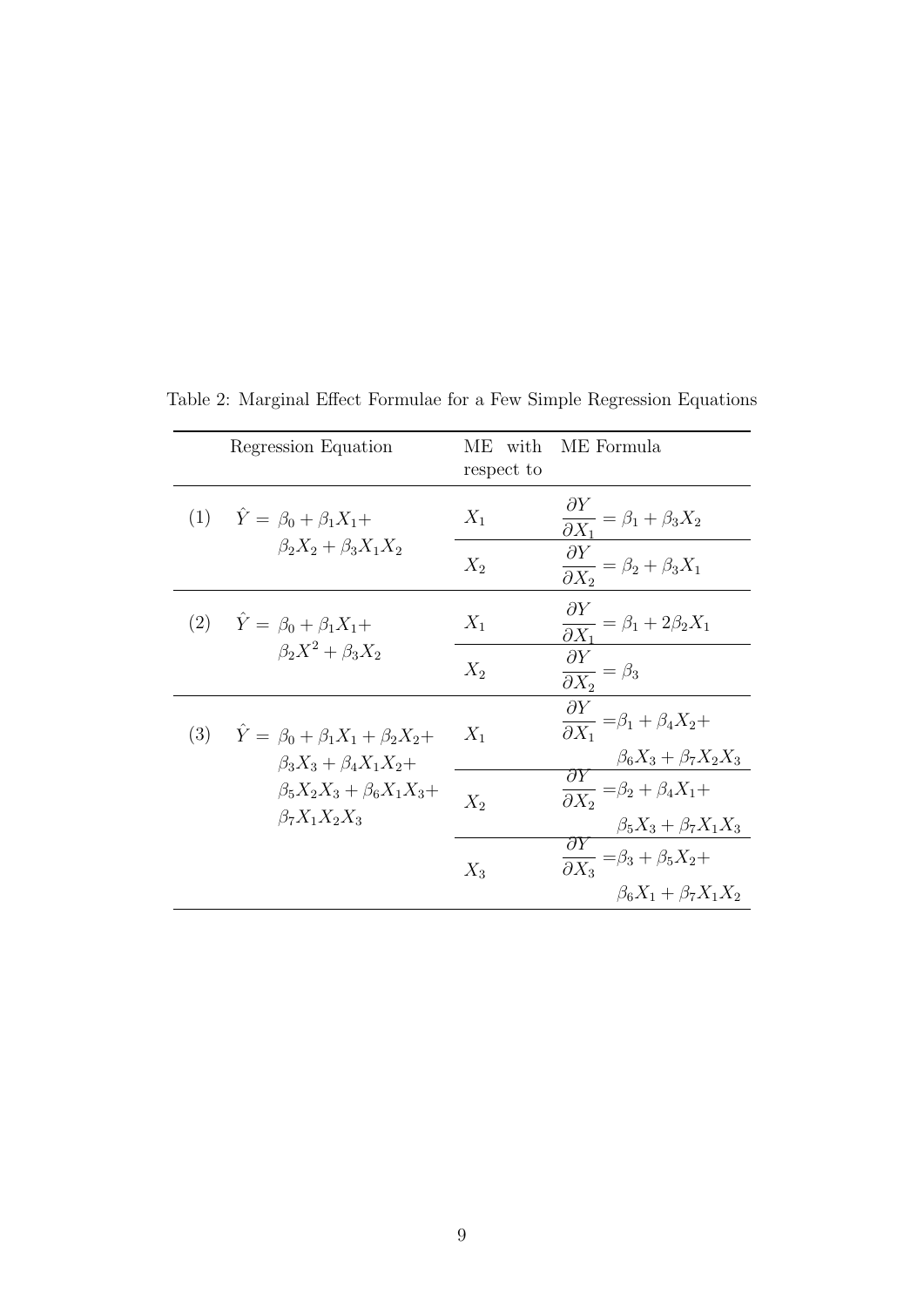Table 2: Marginal Effect Formulae for a Few Simple Regression Equations

| | Regression Equation | ME with respect to | ME Formula |
|---|---|---|---|
| (1) | $\hat{Y} = \beta_0 + \beta_1 X_1 + \beta_2 X_2 + \beta_3 X_1 X_2$ | $X_1$ | $\dfrac{\partial Y}{\partial X_1} = \beta_1 + \beta_3 X_2$ |
| | | $X_2$ | $\dfrac{\partial Y}{\partial X_2} = \beta_2 + \beta_3 X_1$ |
| (2) | $\hat{Y} = \beta_0 + \beta_1 X_1 + \beta_2 X^2 + \beta_3 X_2$ | $X_1$ | $\dfrac{\partial Y}{\partial X_1} = \beta_1 + 2\beta_2 X_1$ |
| | | $X_2$ | $\dfrac{\partial Y}{\partial X_2} = \beta_3$ |
| (3) | $\hat{Y} = \beta_0 + \beta_1 X_1 + \beta_2 X_2 + \beta_3 X_3 + \beta_4 X_1 X_2 + \beta_5 X_2 X_3 + \beta_6 X_1 X_3 + \beta_7 X_1 X_2 X_3$ | $X_1$ | $\dfrac{\partial Y}{\partial X_1} = \beta_1 + \beta_4 X_2 + \beta_6 X_3 + \beta_7 X_2 X_3$ |
| | | $X_2$ | $\dfrac{\partial Y}{\partial X_2} = \beta_2 + \beta_4 X_1 + \beta_5 X_3 + \beta_7 X_1 X_3$ |
| | | $X_3$ | $\dfrac{\partial Y}{\partial X_3} = \beta_3 + \beta_5 X_2 + \beta_6 X_1 + \beta_7 X_1 X_2$ |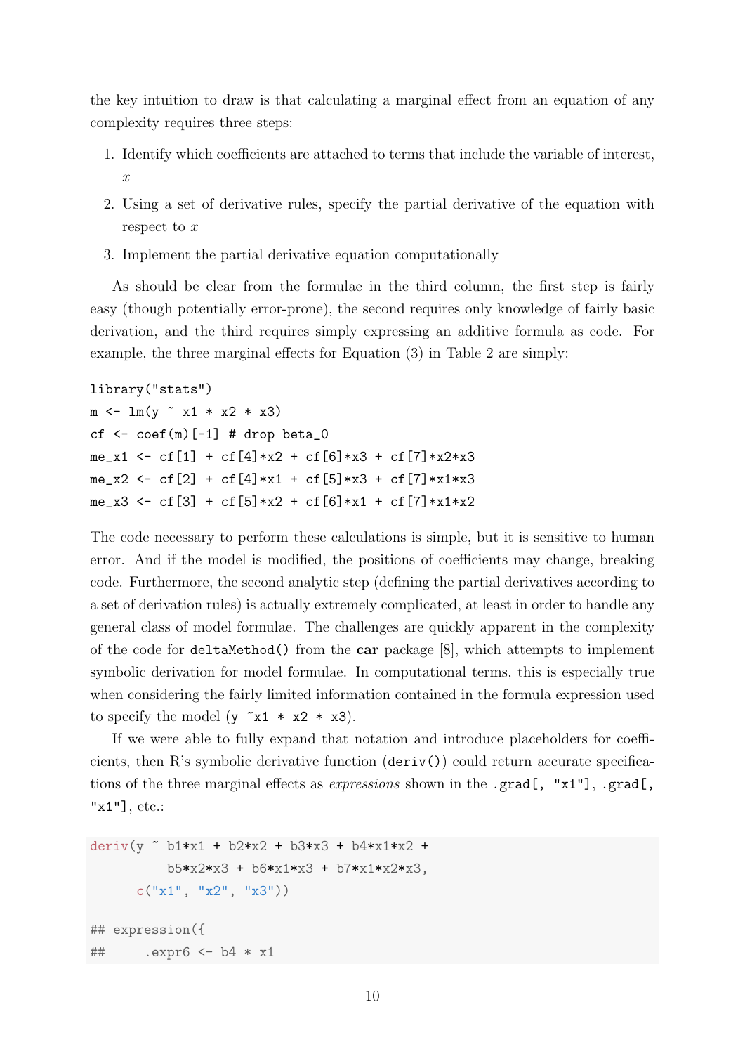the key intuition to draw is that calculating a marginal effect from an equation of any complexity requires three steps:

1. Identify which coefficients are attached to terms that include the variable of interest, $x$
2. Using a set of derivative rules, specify the partial derivative of the equation with respect to $x$
3. Implement the partial derivative equation computationally

As should be clear from the formulae in the third column, the first step is fairly easy (though potentially error-prone), the second requires only knowledge of fairly basic derivation, and the third requires simply expressing an additive formula as code. For example, the three marginal effects for Equation (3) in Table 2 are simply:

```
library("stats")
m <- lm(y ~ x1 * x2 * x3)
cf <- coef(m)[-1] # drop beta_0
me_x1 <- cf[1] + cf[4]*x2 + cf[6]*x3 + cf[7]*x2*x3
me_x2 <- cf[2] + cf[4]*x1 + cf[5]*x3 + cf[7]*x1*x3
me_x3 <- cf[3] + cf[5]*x2 + cf[6]*x1 + cf[7]*x1*x2
```

The code necessary to perform these calculations is simple, but it is sensitive to human error. And if the model is modified, the positions of coefficients may change, breaking code. Furthermore, the second analytic step (defining the partial derivatives according to a set of derivation rules) is actually extremely complicated, at least in order to handle any general class of model formulae. The challenges are quickly apparent in the complexity of the code for `deltaMethod()` from the **car** package [8], which attempts to implement symbolic derivation for model formulae. In computational terms, this is especially true when considering the fairly limited information contained in the formula expression used to specify the model (`y ~x1 * x2 * x3`).

If we were able to fully expand that notation and introduce placeholders for coefficients, then R's symbolic derivative function (`deriv()`) could return accurate specifications of the three marginal effects as *expressions* shown in the `.grad[, "x1"]`, `.grad[, "x1"]`, etc.:

```
deriv(y ~ b1*x1 + b2*x2 + b3*x3 + b4*x1*x2 +
          b5*x2*x3 + b6*x1*x3 + b7*x1*x2*x3,
      c("x1", "x2", "x3"))

## expression({
##     .expr6 <- b4 * x1
```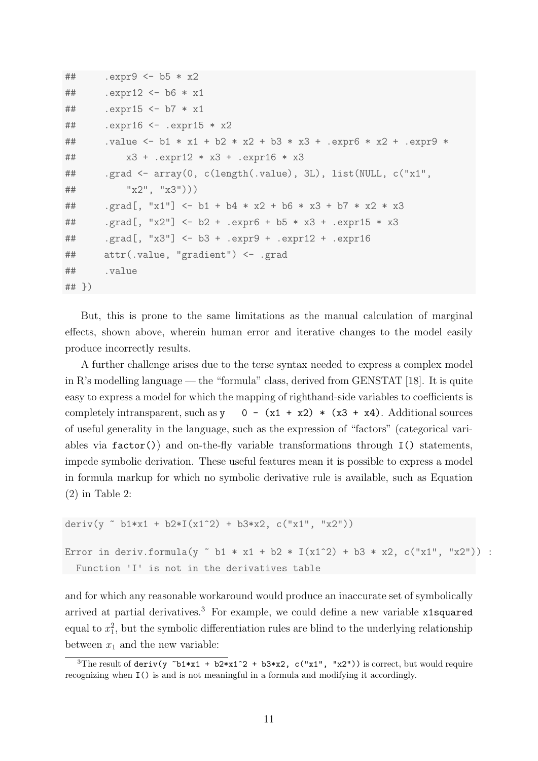```
##     .expr9 <- b5 * x2
##     .expr12 <- b6 * x1
##     .expr15 <- b7 * x1
##     .expr16 <- .expr15 * x2
##     .value <- b1 * x1 + b2 * x2 + b3 * x3 + .expr6 * x2 + .expr9 *
##         x3 + .expr12 * x3 + .expr16 * x3
##     .grad <- array(0, c(length(.value), 3L), list(NULL, c("x1",
##         "x2", "x3")))
##     .grad[, "x1"] <- b1 + b4 * x2 + b6 * x3 + b7 * x2 * x3
##     .grad[, "x2"] <- b2 + .expr6 + b5 * x3 + .expr15 * x3
##     .grad[, "x3"] <- b3 + .expr9 + .expr12 + .expr16
##     attr(.value, "gradient") <- .grad
##     .value
## })
```

But, this is prone to the same limitations as the manual calculation of marginal effects, shown above, wherein human error and iterative changes to the model easily produce incorrectly results.

A further challenge arises due to the terse syntax needed to express a complex model in R's modelling language — the "formula" class, derived from GENSTAT [18]. It is quite easy to express a model for which the mapping of righthand-side variables to coefficients is completely intransparent, such as `y ~ 0 - (x1 + x2) * (x3 + x4)`. Additional sources of useful generality in the language, such as the expression of "factors" (categorical variables via `factor()`) and on-the-fly variable transformations through `I()` statements, impede symbolic derivation. These useful features mean it is possible to express a model in formula markup for which no symbolic derivative rule is available, such as Equation (2) in Table 2:

```
deriv(y ~ b1*x1 + b2*I(x1^2) + b3*x2, c("x1", "x2"))

Error in deriv.formula(y ~ b1 * x1 + b2 * I(x1^2) + b3 * x2, c("x1", "x2")) :
  Function 'I' is not in the derivatives table
```

and for which any reasonable workaround would produce an inaccurate set of symbolically arrived at partial derivatives.[3] For example, we could define a new variable `x1squared` equal to $x_1^2$, but the symbolic differentiation rules are blind to the underlying relationship between $x_1$ and the new variable:

[3] The result of `deriv(y ~b1*x1 + b2*x1^2 + b3*x2, c("x1", "x2"))` is correct, but would require recognizing when `I()` is and is not meaningful in a formula and modifying it accordingly.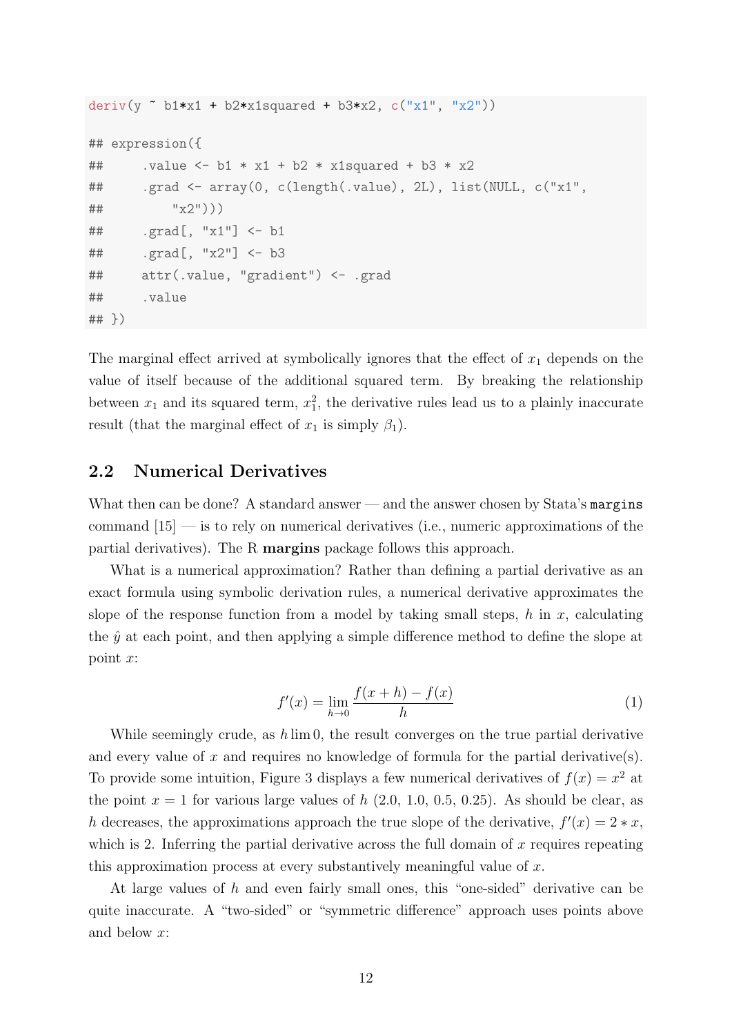```
deriv(y ~ b1*x1 + b2*x1squared + b3*x2, c("x1", "x2"))

## expression({
##     .value <- b1 * x1 + b2 * x1squared + b3 * x2
##     .grad <- array(0, c(length(.value), 2L), list(NULL, c("x1",
##         "x2")))
##     .grad[, "x1"] <- b1
##     .grad[, "x2"] <- b3
##     attr(.value, "gradient") <- .grad
##     .value
## })
```

The marginal effect arrived at symbolically ignores that the effect of $x_1$ depends on the value of itself because of the additional squared term. By breaking the relationship between $x_1$ and its squared term, $x_1^2$, the derivative rules lead us to a plainly inaccurate result (that the marginal effect of $x_1$ is simply $\beta_1$).

## 2.2 Numerical Derivatives

What then can be done? A standard answer — and the answer chosen by Stata's `margins` command [15] — is to rely on numerical derivatives (i.e., numeric approximations of the partial derivatives). The R **margins** package follows this approach.

What is a numerical approximation? Rather than defining a partial derivative as an exact formula using symbolic derivation rules, a numerical derivative approximates the slope of the response function from a model by taking small steps, $h$ in $x$, calculating the $\hat{y}$ at each point, and then applying a simple difference method to define the slope at point $x$:

$$f'(x) = \lim_{h \to 0} \frac{f(x+h) - f(x)}{h} \tag{1}$$

While seemingly crude, as $h \lim 0$, the result converges on the true partial derivative and every value of $x$ and requires no knowledge of formula for the partial derivative(s). To provide some intuition, Figure 3 displays a few numerical derivatives of $f(x) = x^2$ at the point $x = 1$ for various large values of $h$ (2.0, 1.0, 0.5, 0.25). As should be clear, as $h$ decreases, the approximations approach the true slope of the derivative, $f'(x) = 2 * x$, which is 2. Inferring the partial derivative across the full domain of $x$ requires repeating this approximation process at every substantively meaningful value of $x$.

At large values of $h$ and even fairly small ones, this "one-sided" derivative can be quite inaccurate. A "two-sided" or "symmetric difference" approach uses points above and below $x$: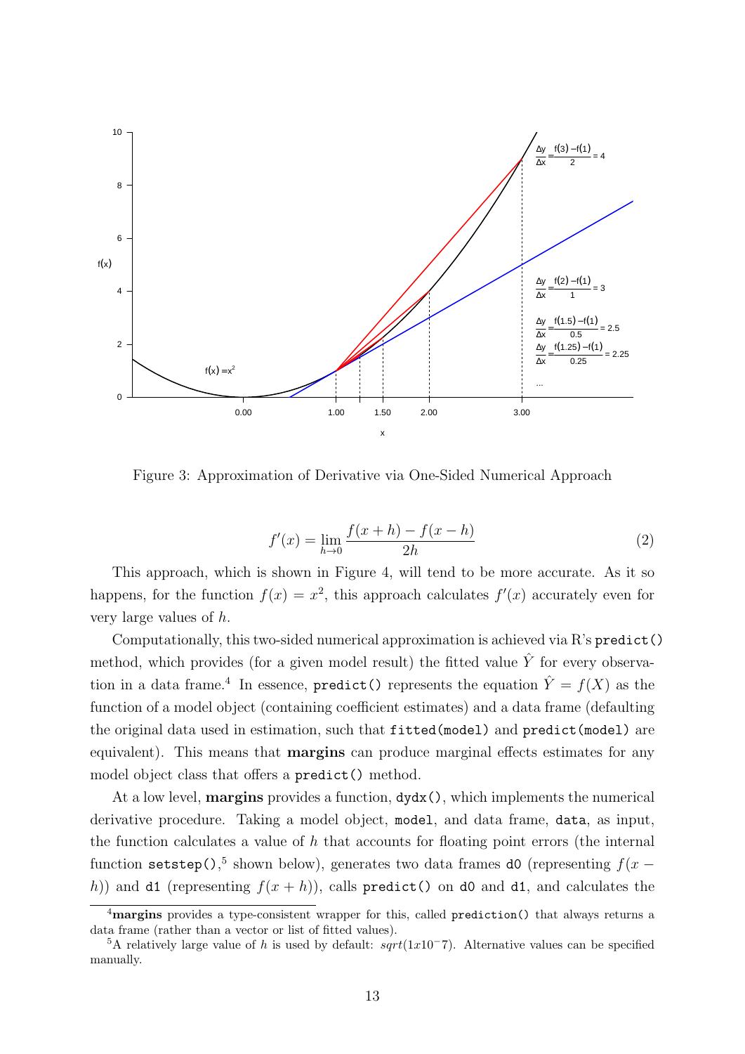Figure 3: Approximation of Derivative via One-Sided Numerical Approach

$$f'(x) = \lim_{h \to 0} \frac{f(x+h) - f(x-h)}{2h} \tag{2}$$

This approach, which is shown in Figure 4, will tend to be more accurate. As it so happens, for the function $f(x) = x^2$, this approach calculates $f'(x)$ accurately even for very large values of $h$.

Computationally, this two-sided numerical approximation is achieved via R's `predict()` method, which provides (for a given model result) the fitted value $\hat{Y}$ for every observation in a data frame.[4] In essence, `predict()` represents the equation $\hat{Y} = f(X)$ as the function of a model object (containing coefficient estimates) and a data frame (defaulting the original data used in estimation, such that `fitted(model)` and `predict(model)` are equivalent). This means that **margins** can produce marginal effects estimates for any model object class that offers a `predict()` method.

At a low level, **margins** provides a function, `dydx()`, which implements the numerical derivative procedure. Taking a model object, `model`, and data frame, `data`, as input, the function calculates a value of $h$ that accounts for floating point errors (the internal function `setstep()`,[5] shown below), generates two data frames `d0` (representing $f(x - h)$) and `d1` (representing $f(x + h)$), calls `predict()` on `d0` and `d1`, and calculates the

[4] **margins** provides a type-consistent wrapper for this, called `prediction()` that always returns a data frame (rather than a vector or list of fitted values).

[5] A relatively large value of $h$ is used by default: $sqrt(1x10^-7)$. Alternative values can be specified manually.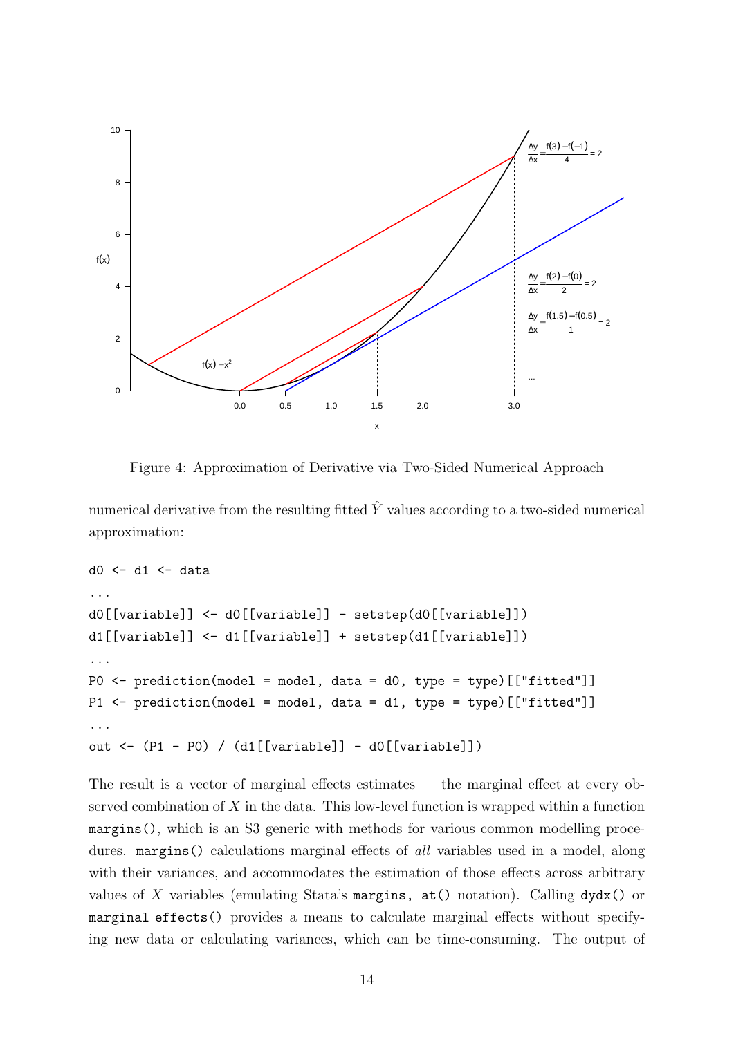Figure 4: Approximation of Derivative via Two-Sided Numerical Approach

numerical derivative from the resulting fitted $\hat{Y}$ values according to a two-sided numerical approximation:

```
d0 <- d1 <- data
...
d0[[variable]] <- d0[[variable]] - setstep(d0[[variable]])
d1[[variable]] <- d1[[variable]] + setstep(d1[[variable]])
...
P0 <- prediction(model = model, data = d0, type = type)[["fitted"]]
P1 <- prediction(model = model, data = d1, type = type)[["fitted"]]
...
out <- (P1 - P0) / (d1[[variable]] - d0[[variable]])
```

The result is a vector of marginal effects estimates — the marginal effect at every observed combination of $X$ in the data. This low-level function is wrapped within a function `margins()`, which is an S3 generic with methods for various common modelling procedures. `margins()` calculations marginal effects of *all* variables used in a model, along with their variances, and accommodates the estimation of those effects across arbitrary values of $X$ variables (emulating Stata's `margins, at()` notation). Calling `dydx()` or `marginal_effects()` provides a means to calculate marginal effects without specifying new data or calculating variances, which can be time-consuming. The output of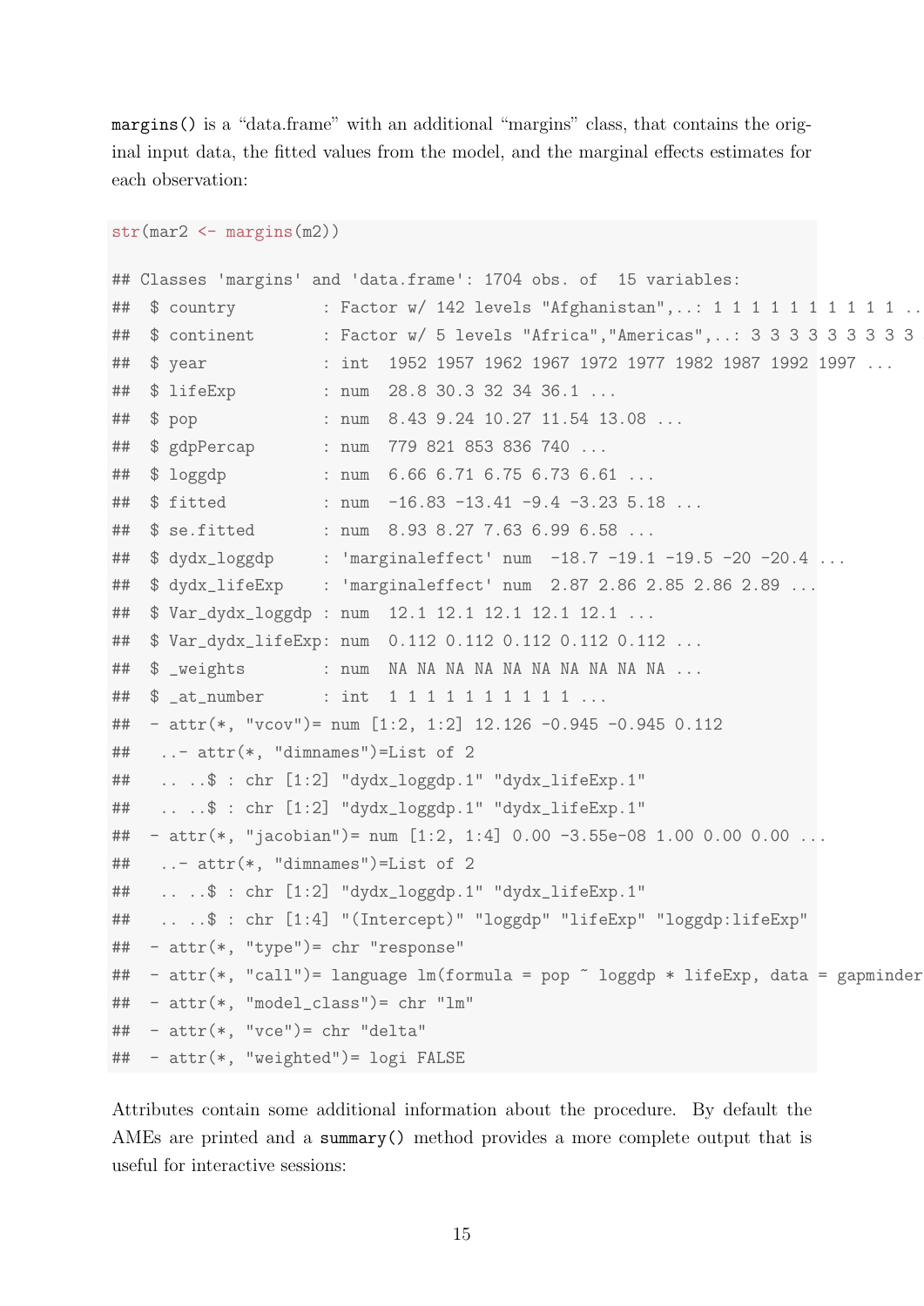`margins()` is a "data.frame" with an additional "margins" class, that contains the original input data, the fitted values from the model, and the marginal effects estimates for each observation:

```
str(mar2 <- margins(m2))
```

```
## Classes 'margins' and 'data.frame': 1704 obs. of  15 variables:
##  $ country         : Factor w/ 142 levels "Afghanistan",..: 1 1 1 1 1 1 1 1 1 1 ..
##  $ continent       : Factor w/ 5 levels "Africa","Americas",..: 3 3 3 3 3 3 3 3 3
##  $ year            : int  1952 1957 1962 1967 1972 1977 1982 1987 1992 1997 ...
##  $ lifeExp         : num  28.8 30.3 32 34 36.1 ...
##  $ pop             : num  8.43 9.24 10.27 11.54 13.08 ...
##  $ gdpPercap       : num  779 821 853 836 740 ...
##  $ loggdp          : num  6.66 6.71 6.75 6.73 6.61 ...
##  $ fitted          : num  -16.83 -13.41 -9.4 -3.23 5.18 ...
##  $ se.fitted       : num  8.93 8.27 7.63 6.99 6.58 ...
##  $ dydx_loggdp     : 'marginaleffect' num  -18.7 -19.1 -19.5 -20 -20.4 ...
##  $ dydx_lifeExp    : 'marginaleffect' num  2.87 2.86 2.85 2.86 2.89 ...
##  $ Var_dydx_loggdp : num  12.1 12.1 12.1 12.1 12.1 ...
##  $ Var_dydx_lifeExp: num  0.112 0.112 0.112 0.112 0.112 ...
##  $ _weights        : num  NA NA NA NA NA NA NA NA NA NA ...
##  $ _at_number      : int  1 1 1 1 1 1 1 1 1 1 ...
##  - attr(*, "vcov")= num [1:2, 1:2] 12.126 -0.945 -0.945 0.112
##   ..- attr(*, "dimnames")=List of 2
##   .. ..$ : chr [1:2] "dydx_loggdp.1" "dydx_lifeExp.1"
##   .. ..$ : chr [1:2] "dydx_loggdp.1" "dydx_lifeExp.1"
##  - attr(*, "jacobian")= num [1:2, 1:4] 0.00 -3.55e-08 1.00 0.00 0.00 ...
##   ..- attr(*, "dimnames")=List of 2
##   .. ..$ : chr [1:2] "dydx_loggdp.1" "dydx_lifeExp.1"
##   .. ..$ : chr [1:4] "(Intercept)" "loggdp" "lifeExp" "loggdp:lifeExp"
##  - attr(*, "type")= chr "response"
##  - attr(*, "call")= language lm(formula = pop ~ loggdp * lifeExp, data = gapminder
##  - attr(*, "model_class")= chr "lm"
##  - attr(*, "vce")= chr "delta"
##  - attr(*, "weighted")= logi FALSE
```

Attributes contain some additional information about the procedure. By default the AMEs are printed and a `summary()` method provides a more complete output that is useful for interactive sessions: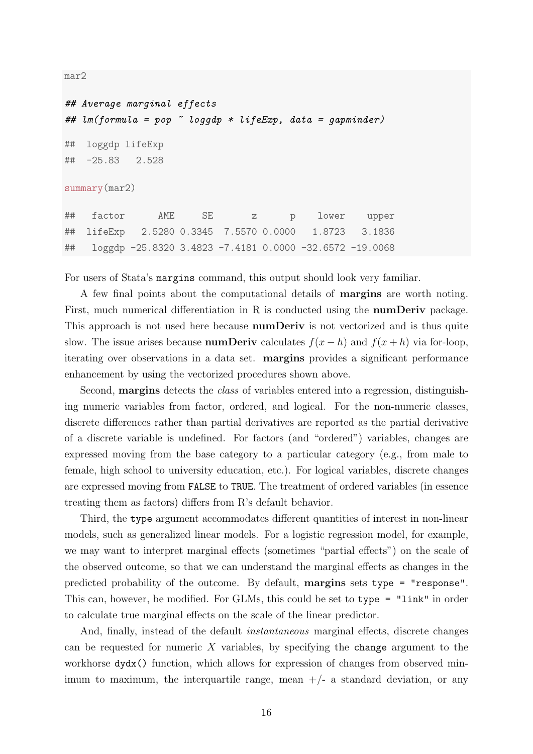```
mar2

## Average marginal effects
## lm(formula = pop ~ loggdp * lifeExp, data = gapminder)

##  loggdp lifeExp
##  -25.83   2.528

summary(mar2)

##   factor      AME     SE       z      p    lower    upper
##  lifeExp   2.5280 0.3345  7.5570 0.0000   1.8723   3.1836
##   loggdp -25.8320 3.4823 -7.4181 0.0000 -32.6572 -19.0068
```

For users of Stata's `margins` command, this output should look very familiar.

A few final points about the computational details of **margins** are worth noting. First, much numerical differentiation in R is conducted using the **numDeriv** package. This approach is not used here because **numDeriv** is not vectorized and is thus quite slow. The issue arises because **numDeriv** calculates $f(x - h)$ and $f(x + h)$ via for-loop, iterating over observations in a data set. **margins** provides a significant performance enhancement by using the vectorized procedures shown above.

Second, **margins** detects the *class* of variables entered into a regression, distinguishing numeric variables from factor, ordered, and logical. For the non-numeric classes, discrete differences rather than partial derivatives are reported as the partial derivative of a discrete variable is undefined. For factors (and "ordered") variables, changes are expressed moving from the base category to a particular category (e.g., from male to female, high school to university education, etc.). For logical variables, discrete changes are expressed moving from `FALSE` to `TRUE`. The treatment of ordered variables (in essence treating them as factors) differs from R's default behavior.

Third, the `type` argument accommodates different quantities of interest in non-linear models, such as generalized linear models. For a logistic regression model, for example, we may want to interpret marginal effects (sometimes "partial effects") on the scale of the observed outcome, so that we can understand the marginal effects as changes in the predicted probability of the outcome. By default, **margins** sets `type = "response"`. This can, however, be modified. For GLMs, this could be set to `type = "link"` in order to calculate true marginal effects on the scale of the linear predictor.

And, finally, instead of the default *instantaneous* marginal effects, discrete changes can be requested for numeric $X$ variables, by specifying the `change` argument to the workhorse `dydx()` function, which allows for expression of changes from observed minimum to maximum, the interquartile range, mean +/- a standard deviation, or any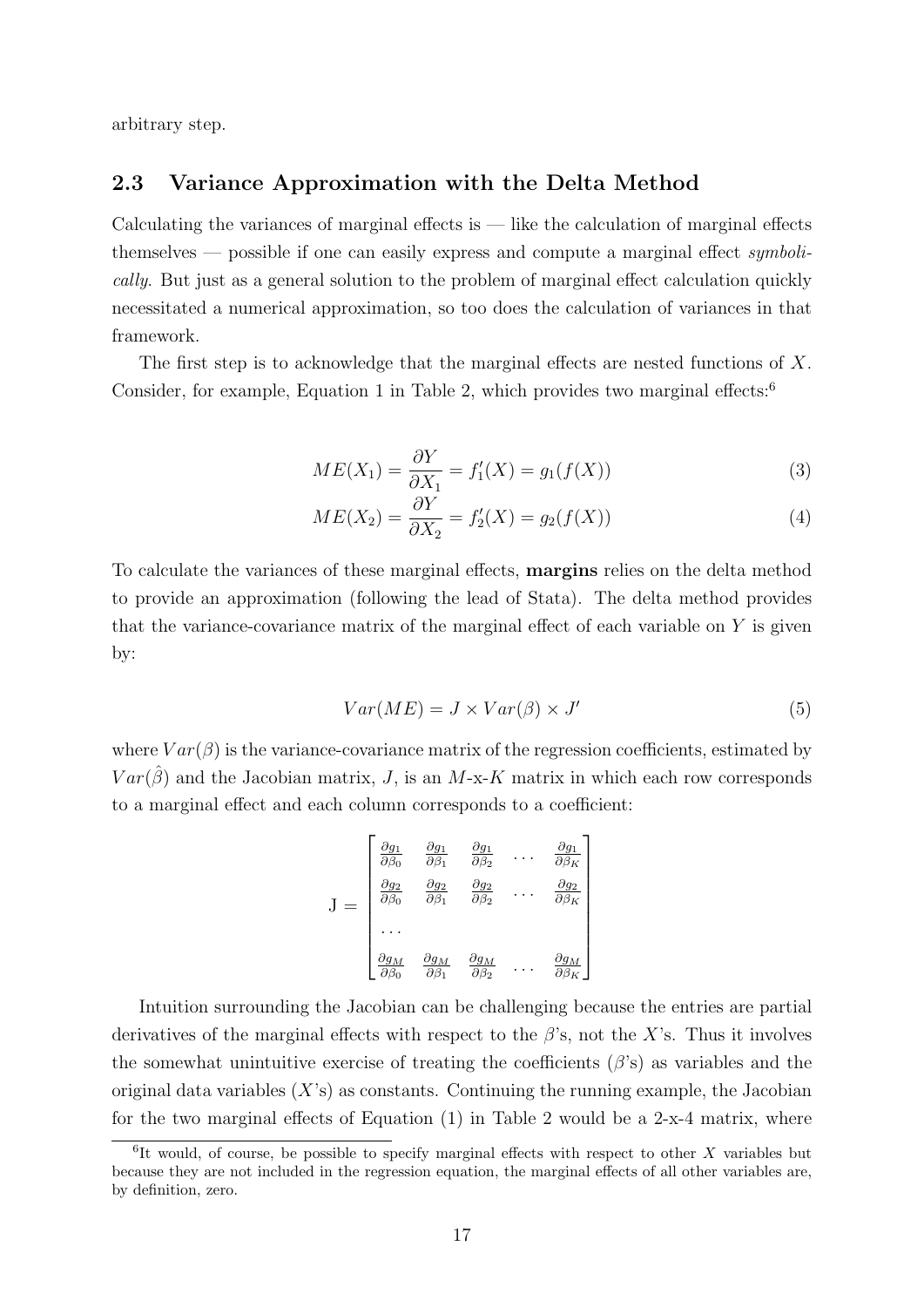arbitrary step.

### 2.3 Variance Approximation with the Delta Method

Calculating the variances of marginal effects is — like the calculation of marginal effects themselves — possible if one can easily express and compute a marginal effect *symbolically*. But just as a general solution to the problem of marginal effect calculation quickly necessitated a numerical approximation, so too does the calculation of variances in that framework.

The first step is to acknowledge that the marginal effects are nested functions of $X$. Consider, for example, Equation 1 in Table 2, which provides two marginal effects:[6]

$$ME(X_1) = \frac{\partial Y}{\partial X_1} = f_1'(X) = g_1(f(X)) \tag{3}$$

$$ME(X_2) = \frac{\partial Y}{\partial X_2} = f_2'(X) = g_2(f(X)) \tag{4}$$

To calculate the variances of these marginal effects, **margins** relies on the delta method to provide an approximation (following the lead of Stata). The delta method provides that the variance-covariance matrix of the marginal effect of each variable on $Y$ is given by:

$$Var(ME) = J \times Var(\beta) \times J' \tag{5}$$

where $Var(\beta)$ is the variance-covariance matrix of the regression coefficients, estimated by $Var(\hat{\beta})$ and the Jacobian matrix, $J$, is an $M$-x-$K$ matrix in which each row corresponds to a marginal effect and each column corresponds to a coefficient:

$$\text{J} = \begin{bmatrix} \frac{\partial g_1}{\partial \beta_0} & \frac{\partial g_1}{\partial \beta_1} & \frac{\partial g_1}{\partial \beta_2} & \dots & \frac{\partial g_1}{\partial \beta_K} \\ \frac{\partial g_2}{\partial \beta_0} & \frac{\partial g_2}{\partial \beta_1} & \frac{\partial g_2}{\partial \beta_2} & \dots & \frac{\partial g_2}{\partial \beta_K} \\ \dots & & & & \\ \frac{\partial g_M}{\partial \beta_0} & \frac{\partial g_M}{\partial \beta_1} & \frac{\partial g_M}{\partial \beta_2} & \dots & \frac{\partial g_M}{\partial \beta_K} \end{bmatrix}$$

Intuition surrounding the Jacobian can be challenging because the entries are partial derivatives of the marginal effects with respect to the $\beta$'s, not the $X$'s. Thus it involves the somewhat unintuitive exercise of treating the coefficients ($\beta$'s) as variables and the original data variables ($X$'s) as constants. Continuing the running example, the Jacobian for the two marginal effects of Equation (1) in Table 2 would be a 2-x-4 matrix, where

[6] It would, of course, be possible to specify marginal effects with respect to other $X$ variables but because they are not included in the regression equation, the marginal effects of all other variables are, by definition, zero.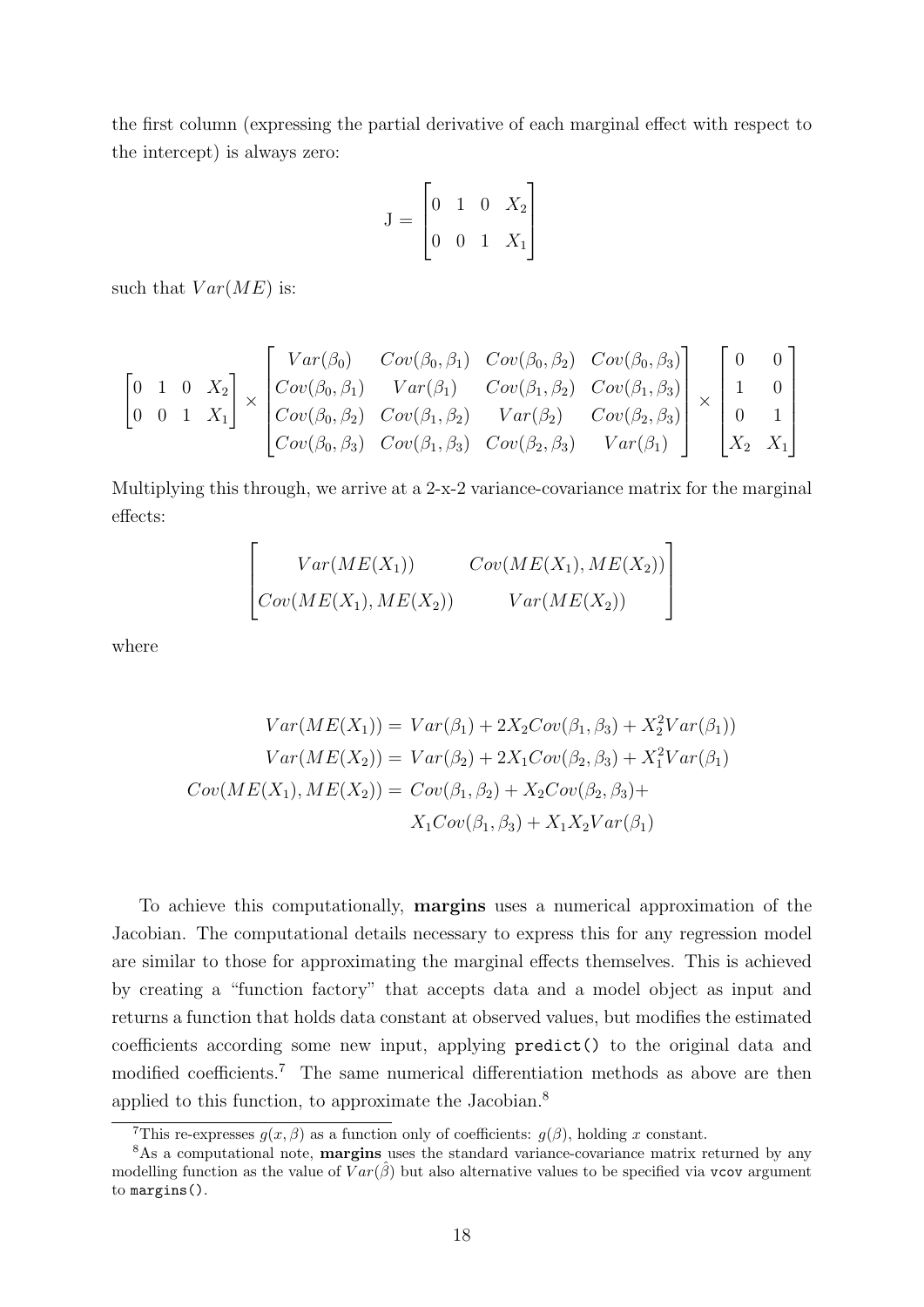the first column (expressing the partial derivative of each marginal effect with respect to the intercept) is always zero:

$$
\mathrm{J} = \begin{bmatrix} 0 & 1 & 0 & X_2 \\ 0 & 0 & 1 & X_1 \end{bmatrix}
$$

such that $Var(ME)$ is:

$$
\begin{bmatrix} 0 & 1 & 0 & X_2 \\ 0 & 0 & 1 & X_1 \end{bmatrix} \times \begin{bmatrix} Var(\beta_0) & Cov(\beta_0, \beta_1) & Cov(\beta_0, \beta_2) & Cov(\beta_0, \beta_3) \\ Cov(\beta_0, \beta_1) & Var(\beta_1) & Cov(\beta_1, \beta_2) & Cov(\beta_1, \beta_3) \\ Cov(\beta_0, \beta_2) & Cov(\beta_1, \beta_2) & Var(\beta_2) & Cov(\beta_2, \beta_3) \\ Cov(\beta_0, \beta_3) & Cov(\beta_1, \beta_3) & Cov(\beta_2, \beta_3) & Var(\beta_1) \end{bmatrix} \times \begin{bmatrix} 0 & 0 \\ 1 & 0 \\ 0 & 1 \\ X_2 & X_1 \end{bmatrix}
$$

Multiplying this through, we arrive at a 2-x-2 variance-covariance matrix for the marginal effects:

$$
\begin{bmatrix} Var(ME(X_1)) & Cov(ME(X_1), ME(X_2)) \\ Cov(ME(X_1), ME(X_2)) & Var(ME(X_2)) \end{bmatrix}
$$

where

$$
\begin{aligned}
Var(ME(X_1)) &= Var(\beta_1) + 2X_2 Cov(\beta_1, \beta_3) + X_2^2 Var(\beta_1)) \\
Var(ME(X_2)) &= Var(\beta_2) + 2X_1 Cov(\beta_2, \beta_3) + X_1^2 Var(\beta_1) \\
Cov(ME(X_1), ME(X_2)) &= Cov(\beta_1, \beta_2) + X_2 Cov(\beta_2, \beta_3) + \\
&\quad X_1 Cov(\beta_1, \beta_3) + X_1 X_2 Var(\beta_1)
\end{aligned}
$$

To achieve this computationally, **margins** uses a numerical approximation of the Jacobian. The computational details necessary to express this for any regression model are similar to those for approximating the marginal effects themselves. This is achieved by creating a "function factory" that accepts data and a model object as input and returns a function that holds data constant at observed values, but modifies the estimated coefficients according some new input, applying `predict()` to the original data and modified coefficients.[7] The same numerical differentiation methods as above are then applied to this function, to approximate the Jacobian.[8]

[7] This re-expresses $g(x, \beta)$ as a function only of coefficients: $g(\beta)$, holding $x$ constant.

[8] As a computational note, **margins** uses the standard variance-covariance matrix returned by any modelling function as the value of $Var(\hat{\beta})$ but also alternative values to be specified via `vcov` argument to `margins()`.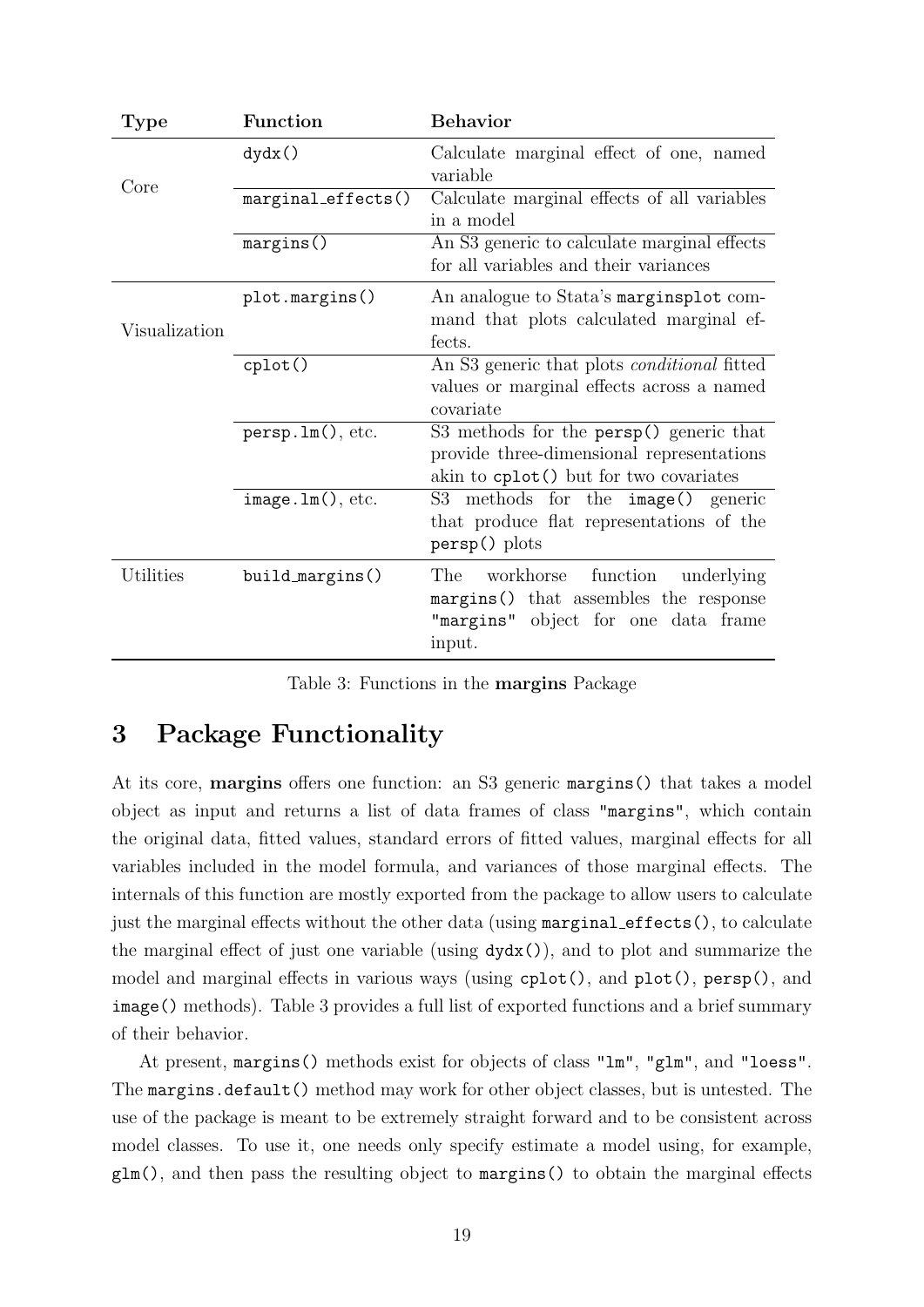| Type | Function | Behavior |
|---|---|---|
| Core | `dydx()` | Calculate marginal effect of one, named variable |
| | `marginal_effects()` | Calculate marginal effects of all variables in a model |
| | `margins()` | An S3 generic to calculate marginal effects for all variables and their variances |
| Visualization | `plot.margins()` | An analogue to Stata's `marginsplot` command that plots calculated marginal effects. |
| | `cplot()` | An S3 generic that plots *conditional* fitted values or marginal effects across a named covariate |
| | `persp.lm()`, etc. | S3 methods for the `persp()` generic that provide three-dimensional representations akin to `cplot()` but for two covariates |
| | `image.lm()`, etc. | S3 methods for the `image()` generic that produce flat representations of the `persp()` plots |
| Utilities | `build_margins()` | The workhorse function underlying `margins()` that assembles the response `"margins"` object for one data frame input. |

Table 3: Functions in the **margins** Package

## 3 Package Functionality

At its core, **margins** offers one function: an S3 generic `margins()` that takes a model object as input and returns a list of data frames of class `"margins"`, which contain the original data, fitted values, standard errors of fitted values, marginal effects for all variables included in the model formula, and variances of those marginal effects. The internals of this function are mostly exported from the package to allow users to calculate just the marginal effects without the other data (using `marginal_effects()`, to calculate the marginal effect of just one variable (using `dydx()`), and to plot and summarize the model and marginal effects in various ways (using `cplot()`, and `plot()`, `persp()`, and `image()` methods). Table 3 provides a full list of exported functions and a brief summary of their behavior.

At present, `margins()` methods exist for objects of class `"lm"`, `"glm"`, and `"loess"`. The `margins.default()` method may work for other object classes, but is untested. The use of the package is meant to be extremely straight forward and to be consistent across model classes. To use it, one needs only specify estimate a model using, for example, `glm()`, and then pass the resulting object to `margins()` to obtain the marginal effects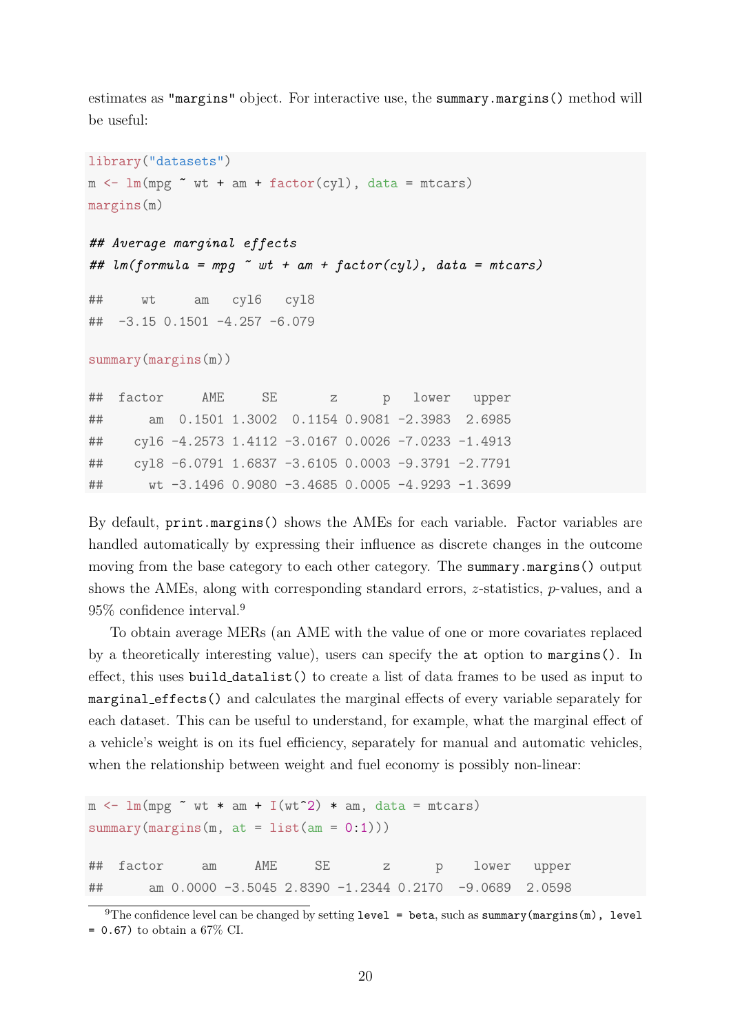estimates as "margins" object. For interactive use, the summary.margins() method will be useful:

```
library("datasets")
m <- lm(mpg ~ wt + am + factor(cyl), data = mtcars)
margins(m)

## Average marginal effects
## lm(formula = mpg ~ wt + am + factor(cyl), data = mtcars)

##     wt     am   cyl6   cyl8
##  -3.15 0.1501 -4.257 -6.079

summary(margins(m))

##  factor     AME     SE       z      p   lower   upper
##      am  0.1501 1.3002  0.1154 0.9081 -2.3983  2.6985
##    cyl6 -4.2573 1.4112 -3.0167 0.0026 -7.0233 -1.4913
##    cyl8 -6.0791 1.6837 -3.6105 0.0003 -9.3791 -2.7791
##      wt -3.1496 0.9080 -3.4685 0.0005 -4.9293 -1.3699
```

By default, print.margins() shows the AMEs for each variable. Factor variables are handled automatically by expressing their influence as discrete changes in the outcome moving from the base category to each other category. The summary.margins() output shows the AMEs, along with corresponding standard errors, $z$-statistics, $p$-values, and a 95% confidence interval.[9]

To obtain average MERs (an AME with the value of one or more covariates replaced by a theoretically interesting value), users can specify the at option to margins(). In effect, this uses build_datalist() to create a list of data frames to be used as input to marginal_effects() and calculates the marginal effects of every variable separately for each dataset. This can be useful to understand, for example, what the marginal effect of a vehicle's weight is on its fuel efficiency, separately for manual and automatic vehicles, when the relationship between weight and fuel economy is possibly non-linear:

```
m <- lm(mpg ~ wt * am + I(wt^2) * am, data = mtcars)
summary(margins(m, at = list(am = 0:1)))

##  factor     am     AME     SE       z      p    lower   upper
##      am 0.0000 -3.5045 2.8390 -1.2344 0.2170  -9.0689  2.0598
```

[9] The confidence level can be changed by setting level = beta, such as summary(margins(m), level = 0.67) to obtain a 67% CI.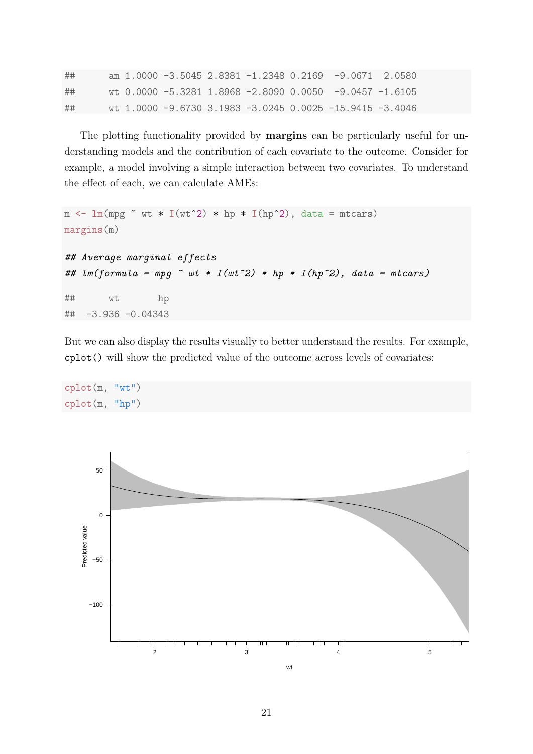```
##      am 1.0000 -3.5045 2.8381 -1.2348 0.2169  -9.0671  2.0580
##      wt 0.0000 -5.3281 1.8968 -2.8090 0.0050  -9.0457 -1.6105
##      wt 1.0000 -9.6730 3.1983 -3.0245 0.0025 -15.9415 -3.4046
```

The plotting functionality provided by **margins** can be particularly useful for understanding models and the contribution of each covariate to the outcome. Consider for example, a model involving a simple interaction between two covariates. To understand the effect of each, we can calculate AMEs:

```
m <- lm(mpg ~ wt * I(wt^2) * hp * I(hp^2), data = mtcars)
margins(m)

## Average marginal effects
## lm(formula = mpg ~ wt * I(wt^2) * hp * I(hp^2), data = mtcars)

##      wt       hp
##  -3.936 -0.04343
```

But we can also display the results visually to better understand the results. For example, `cplot()` will show the predicted value of the outcome across levels of covariates:

```
cplot(m, "wt")
cplot(m, "hp")
```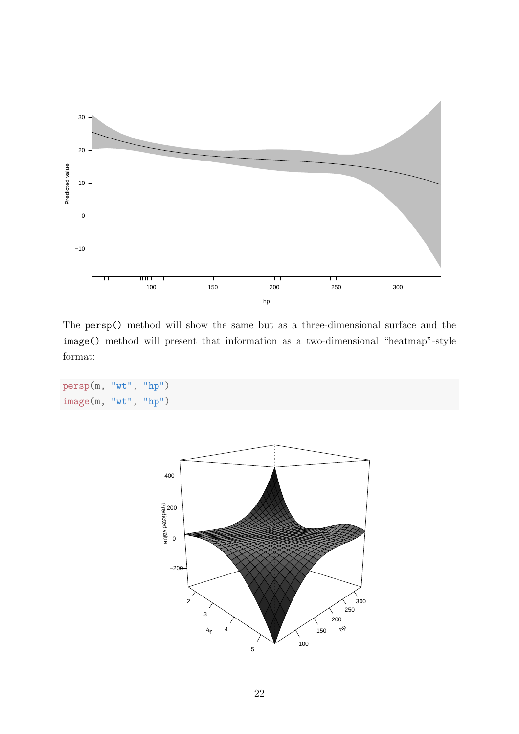The `persp()` method will show the same but as a three-dimensional surface and the `image()` method will present that information as a two-dimensional "heatmap"-style format:

```
persp(m, "wt", "hp")
image(m, "wt", "hp")
```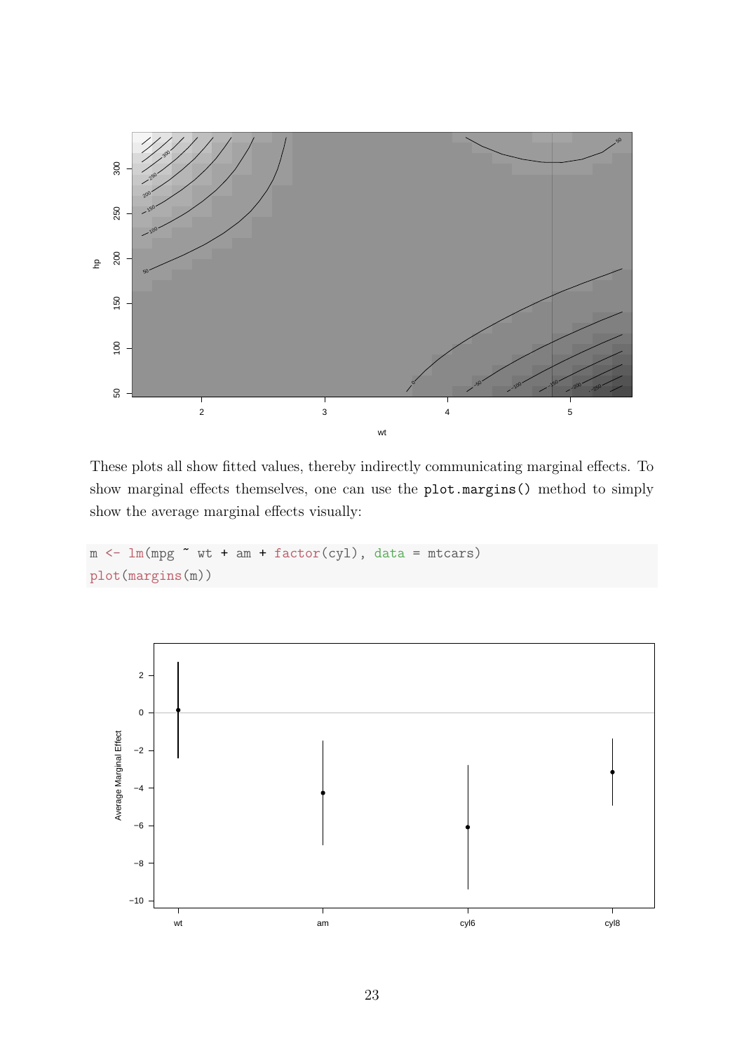These plots all show fitted values, thereby indirectly communicating marginal effects. To show marginal effects themselves, one can use the plot.margins() method to simply show the average marginal effects visually:

```
m <- lm(mpg ~ wt + am + factor(cyl), data = mtcars)
plot(margins(m))
```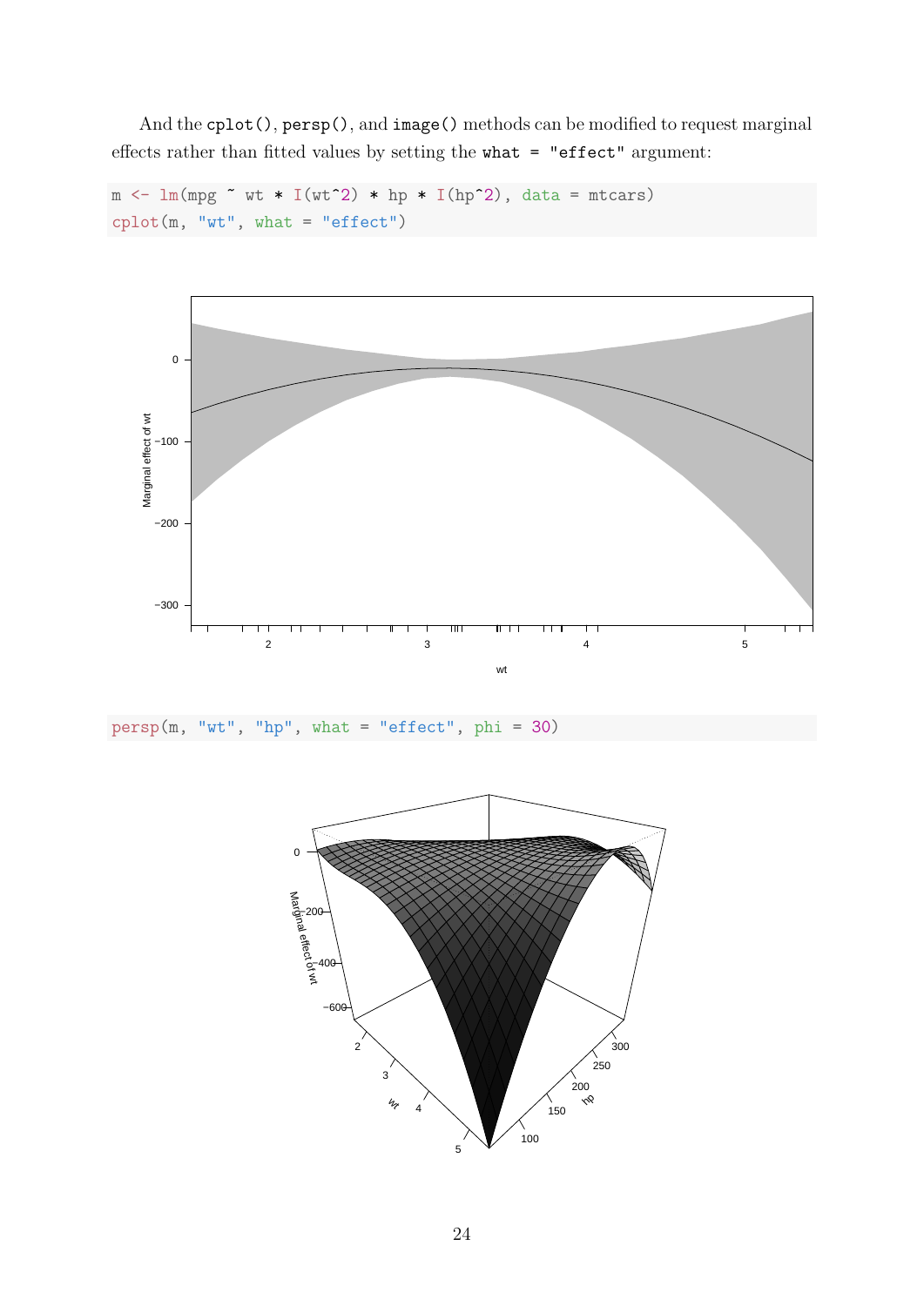And the `cplot()`, `persp()`, and `image()` methods can be modified to request marginal effects rather than fitted values by setting the `what = "effect"` argument:

```
m <- lm(mpg ~ wt * I(wt^2) * hp * I(hp^2), data = mtcars)
cplot(m, "wt", what = "effect")
```

```
persp(m, "wt", "hp", what = "effect", phi = 30)
```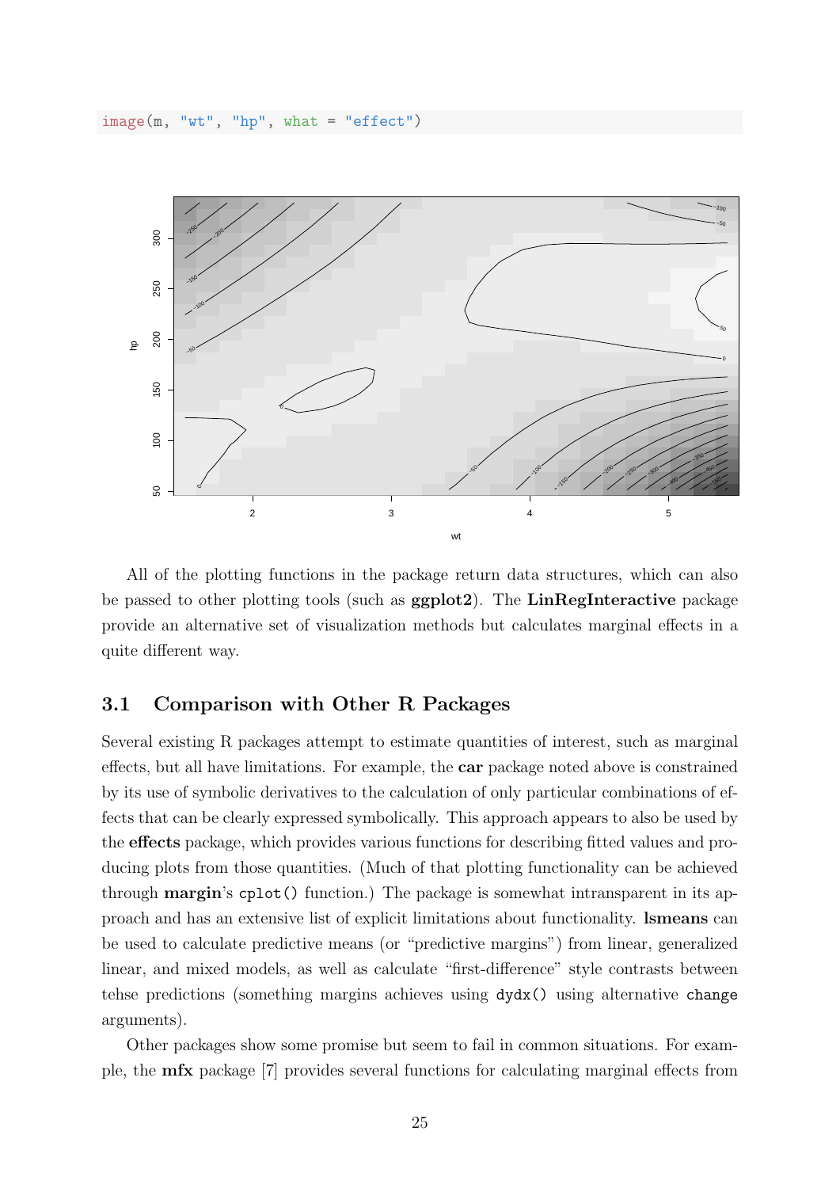```r
image(m, "wt", "hp", what = "effect")
```

All of the plotting functions in the package return data structures, which can also be passed to other plotting tools (such as **ggplot2**). The **LinRegInteractive** package provide an alternative set of visualization methods but calculates marginal effects in a quite different way.

## 3.1 Comparison with Other R Packages

Several existing R packages attempt to estimate quantities of interest, such as marginal effects, but all have limitations. For example, the **car** package noted above is constrained by its use of symbolic derivatives to the calculation of only particular combinations of effects that can be clearly expressed symbolically. This approach appears to also be used by the **effects** package, which provides various functions for describing fitted values and producing plots from those quantities. (Much of that plotting functionality can be achieved through **margin**'s `cplot()` function.) The package is somewhat intransparent in its approach and has an extensive list of explicit limitations about functionality. **lsmeans** can be used to calculate predictive means (or "predictive margins") from linear, generalized linear, and mixed models, as well as calculate "first-difference" style contrasts between tehse predictions (something margins achieves using `dydx()` using alternative `change` arguments).

Other packages show some promise but seem to fail in common situations. For example, the **mfx** package [7] provides several functions for calculating marginal effects from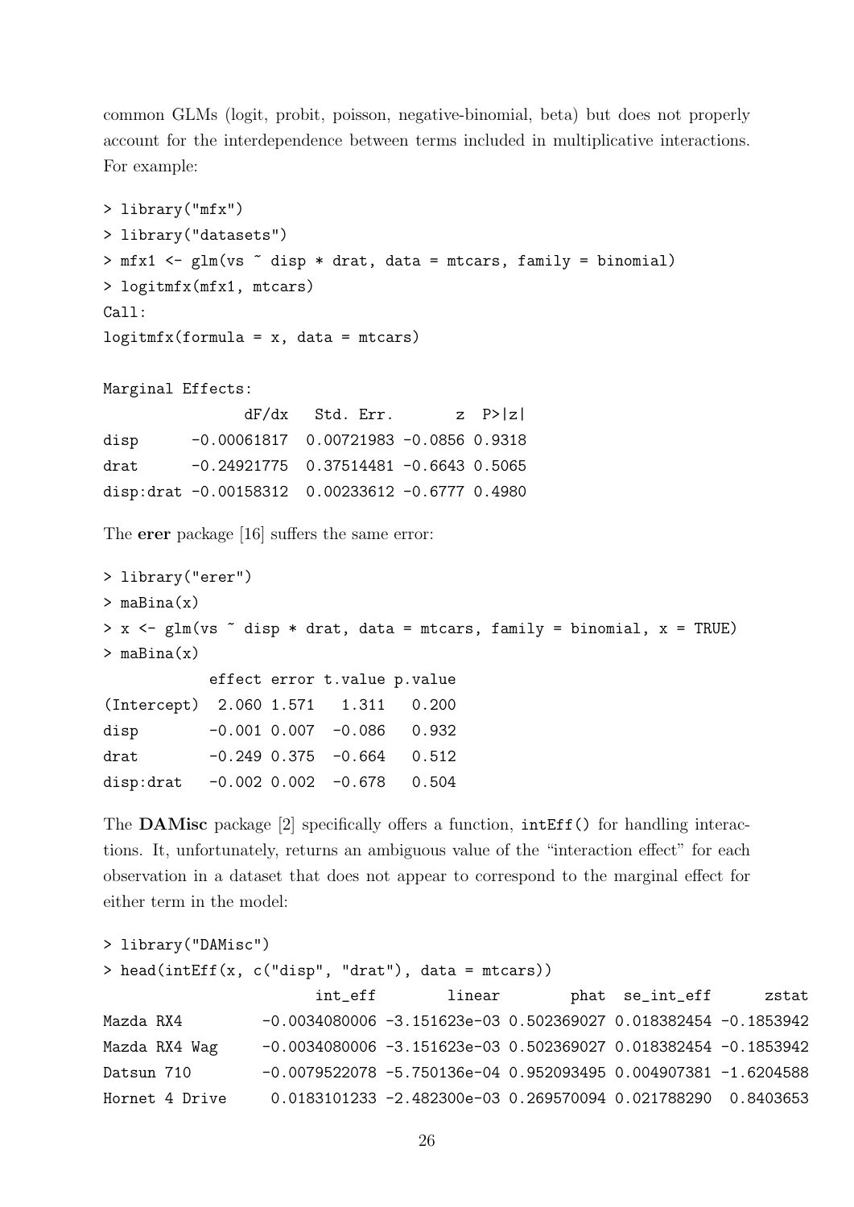common GLMs (logit, probit, poisson, negative-binomial, beta) but does not properly account for the interdependence between terms included in multiplicative interactions. For example:

```
> library("mfx")
> library("datasets")
> mfx1 <- glm(vs ~ disp * drat, data = mtcars, family = binomial)
> logitmfx(mfx1, mtcars)
Call:
logitmfx(formula = x, data = mtcars)

Marginal Effects:
               dF/dx   Std. Err.       z  P>|z|
disp      -0.00061817  0.00721983 -0.0856 0.9318
drat      -0.24921775  0.37514481 -0.6643 0.5065
disp:drat -0.00158312  0.00233612 -0.6777 0.4980
```

The **erer** package [16] suffers the same error:

```
> library("erer")
> maBina(x)
> x <- glm(vs ~ disp * drat, data = mtcars, family = binomial, x = TRUE)
> maBina(x)
            effect error t.value p.value
(Intercept)  2.060 1.571   1.311   0.200
disp        -0.001 0.007  -0.086   0.932
drat        -0.249 0.375  -0.664   0.512
disp:drat   -0.002 0.002  -0.678   0.504
```

The **DAMisc** package [2] specifically offers a function, `intEff()` for handling interactions. It, unfortunately, returns an ambiguous value of the "interaction effect" for each observation in a dataset that does not appear to correspond to the marginal effect for either term in the model:

```
> library("DAMisc")
> head(intEff(x, c("disp", "drat"), data = mtcars))
                     int_eff        linear        phat  se_int_eff      zstat
Mazda RX4       -0.0034080006 -3.151623e-03 0.502369027 0.018382454 -0.1853942
Mazda RX4 Wag   -0.0034080006 -3.151623e-03 0.502369027 0.018382454 -0.1853942
Datsun 710      -0.0079522078 -5.750136e-04 0.952093495 0.004907381 -1.6204588
Hornet 4 Drive   0.0183101233 -2.482300e-03 0.269570094 0.021788290  0.8403653
```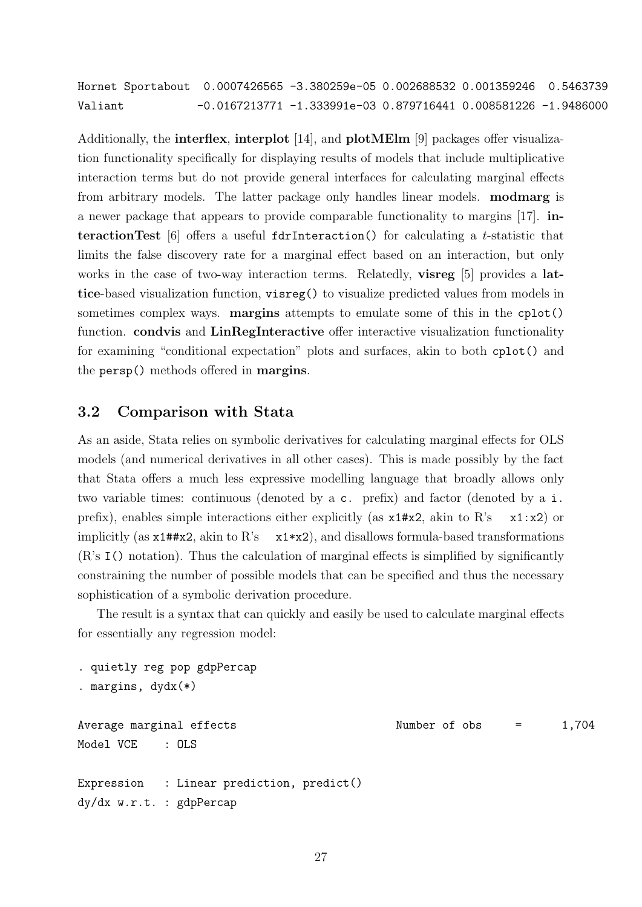```
Hornet Sportabout  0.0007426565 -3.380259e-05 0.002688532 0.001359246  0.5463739
Valiant           -0.0167213771 -1.333991e-03 0.879716441 0.008581226 -1.9486000
```

Additionally, the **interflex**, **interplot** [14], and **plotMElm** [9] packages offer visualization functionality specifically for displaying results of models that include multiplicative interaction terms but do not provide general interfaces for calculating marginal effects from arbitrary models. The latter package only handles linear models. **modmarg** is a newer package that appears to provide comparable functionality to margins [17]. **interactionTest** [6] offers a useful `fdrInteraction()` for calculating a *t*-statistic that limits the false discovery rate for a marginal effect based on an interaction, but only works in the case of two-way interaction terms. Relatedly, **visreg** [5] provides a **lattice**-based visualization function, `visreg()` to visualize predicted values from models in sometimes complex ways. **margins** attempts to emulate some of this in the `cplot()` function. **condvis** and **LinRegInteractive** offer interactive visualization functionality for examining "conditional expectation" plots and surfaces, akin to both `cplot()` and the `persp()` methods offered in **margins**.

## 3.2 Comparison with Stata

As an aside, Stata relies on symbolic derivatives for calculating marginal effects for OLS models (and numerical derivatives in all other cases). This is made possibly by the fact that Stata offers a much less expressive modelling language that broadly allows only two variable times: continuous (denoted by a `c.` prefix) and factor (denoted by a `i.` prefix), enables simple interactions either explicitly (as `x1#x2`, akin to R's `x1:x2`) or implicitly (as `x1##x2`, akin to R's `x1*x2`), and disallows formula-based transformations (R's `I()` notation). Thus the calculation of marginal effects is simplified by significantly constraining the number of possible models that can be specified and thus the necessary sophistication of a symbolic derivation procedure.

The result is a syntax that can quickly and easily be used to calculate marginal effects for essentially any regression model:

```
. quietly reg pop gdpPercap
. margins, dydx(*)

Average marginal effects                        Number of obs     =      1,704
Model VCE    : OLS

Expression   : Linear prediction, predict()
dy/dx w.r.t. : gdpPercap
```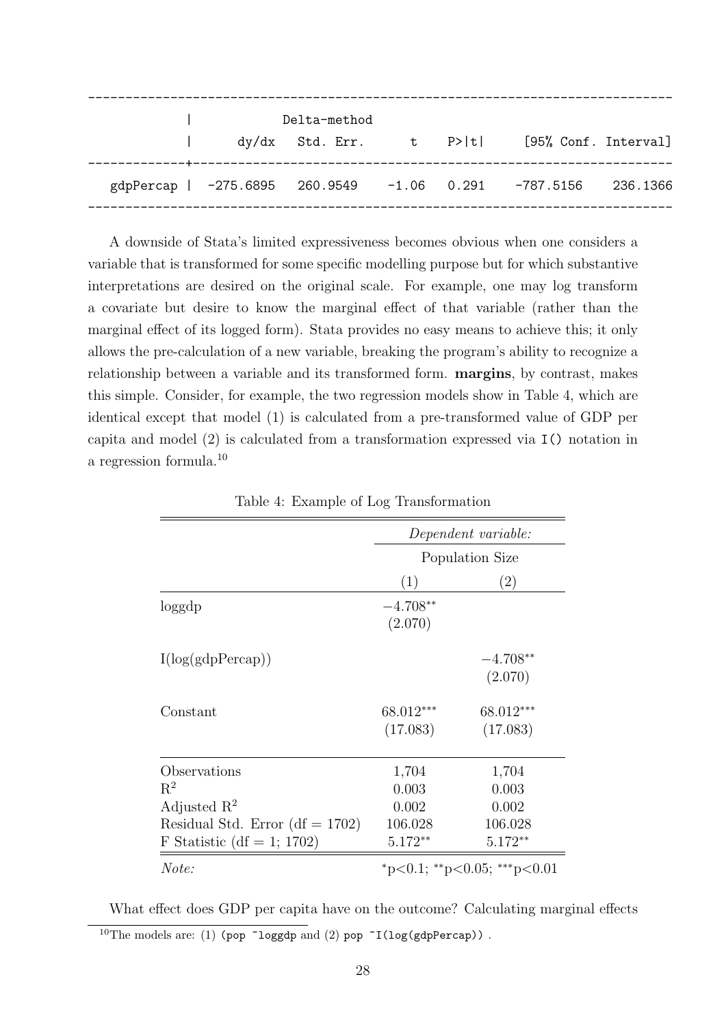```
------------------------------------------------------------------------------
             |            Delta-method
             |      dy/dx   Std. Err.      t    P>|t|     [95% Conf. Interval]
-------------+----------------------------------------------------------------
   gdpPercap |  -275.6895   260.9549    -1.06   0.291    -787.5156    236.1366
------------------------------------------------------------------------------
```

A downside of Stata's limited expressiveness becomes obvious when one considers a variable that is transformed for some specific modelling purpose but for which substantive interpretations are desired on the original scale. For example, one may log transform a covariate but desire to know the marginal effect of that variable (rather than the marginal effect of its logged form). Stata provides no easy means to achieve this; it only allows the pre-calculation of a new variable, breaking the program's ability to recognize a relationship between a variable and its transformed form. **margins**, by contrast, makes this simple. Consider, for example, the two regression models show in Table 4, which are identical except that model (1) is calculated from a pre-transformed value of GDP per capita and model (2) is calculated from a transformation expressed via `I()` notation in a regression formula.[10]

Table 4: Example of Log Transformation

| | *Dependent variable:* | |
|---|---|---|
| | Population Size | |
| | (1) | (2) |
| loggdp | $-4.708^{**}$ | |
| | (2.070) | |
| I(log(gdpPercap)) | | $-4.708^{**}$ |
| | | (2.070) |
| Constant | $68.012^{***}$ | $68.012^{***}$ |
| | (17.083) | (17.083) |
| Observations | 1,704 | 1,704 |
| $R^2$ | 0.003 | 0.003 |
| Adjusted $R^2$ | 0.002 | 0.002 |
| Residual Std. Error (df = 1702) | 106.028 | 106.028 |
| F Statistic (df = 1; 1702) | $5.172^{**}$ | $5.172^{**}$ |
| *Note:* | $^{*}$p<0.1; $^{**}$p<0.05; $^{***}$p<0.01 | |

What effect does GDP per capita have on the outcome? Calculating marginal effects

[10] The models are: (1) (`pop ~loggdp` and (2) `pop ~I(log(gdpPercap))` .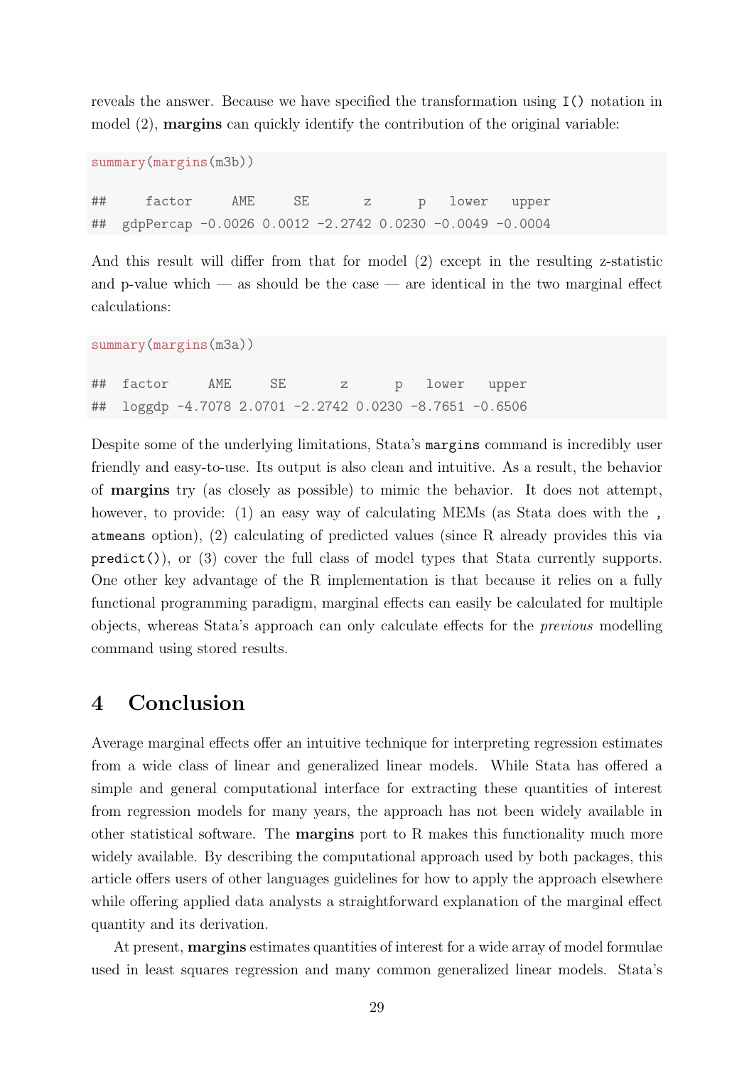reveals the answer. Because we have specified the transformation using `I()` notation in model (2), **margins** can quickly identify the contribution of the original variable:

```
summary(margins(m3b))

##     factor     AME     SE       z      p   lower   upper
##  gdpPercap -0.0026 0.0012 -2.2742 0.0230 -0.0049 -0.0004
```

And this result will differ from that for model (2) except in the resulting z-statistic and p-value which — as should be the case — are identical in the two marginal effect calculations:

```
summary(margins(m3a))

##  factor     AME     SE       z      p   lower   upper
##  loggdp -4.7078 2.0701 -2.2742 0.0230 -8.7651 -0.6506
```

Despite some of the underlying limitations, Stata's `margins` command is incredibly user friendly and easy-to-use. Its output is also clean and intuitive. As a result, the behavior of **margins** try (as closely as possible) to mimic the behavior. It does not attempt, however, to provide: (1) an easy way of calculating MEMs (as Stata does with the `, atmeans` option), (2) calculating of predicted values (since R already provides this via `predict()`), or (3) cover the full class of model types that Stata currently supports. One other key advantage of the R implementation is that because it relies on a fully functional programming paradigm, marginal effects can easily be calculated for multiple objects, whereas Stata's approach can only calculate effects for the *previous* modelling command using stored results.

# 4 Conclusion

Average marginal effects offer an intuitive technique for interpreting regression estimates from a wide class of linear and generalized linear models. While Stata has offered a simple and general computational interface for extracting these quantities of interest from regression models for many years, the approach has not been widely available in other statistical software. The **margins** port to R makes this functionality much more widely available. By describing the computational approach used by both packages, this article offers users of other languages guidelines for how to apply the approach elsewhere while offering applied data analysts a straightforward explanation of the marginal effect quantity and its derivation.

At present, **margins** estimates quantities of interest for a wide array of model formulae used in least squares regression and many common generalized linear models. Stata's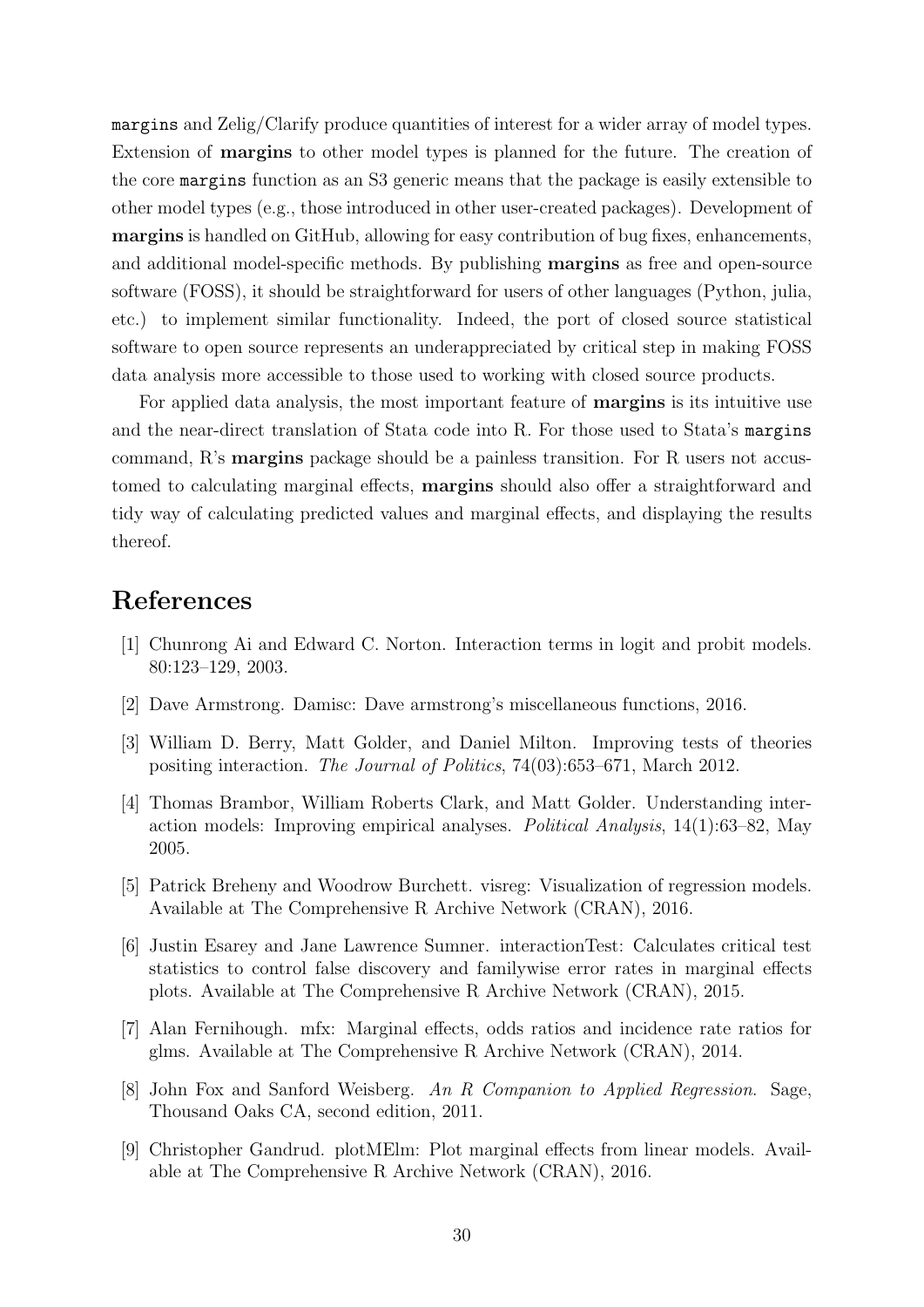margins and Zelig/Clarify produce quantities of interest for a wider array of model types. Extension of **margins** to other model types is planned for the future. The creation of the core `margins` function as an S3 generic means that the package is easily extensible to other model types (e.g., those introduced in other user-created packages). Development of **margins** is handled on GitHub, allowing for easy contribution of bug fixes, enhancements, and additional model-specific methods. By publishing **margins** as free and open-source software (FOSS), it should be straightforward for users of other languages (Python, julia, etc.) to implement similar functionality. Indeed, the port of closed source statistical software to open source represents an underappreciated by critical step in making FOSS data analysis more accessible to those used to working with closed source products.

For applied data analysis, the most important feature of **margins** is its intuitive use and the near-direct translation of Stata code into R. For those used to Stata's `margins` command, R's **margins** package should be a painless transition. For R users not accustomed to calculating marginal effects, **margins** should also offer a straightforward and tidy way of calculating predicted values and marginal effects, and displaying the results thereof.

# References

[1] Chunrong Ai and Edward C. Norton. Interaction terms in logit and probit models. 80:123–129, 2003.

[2] Dave Armstrong. Damisc: Dave armstrong's miscellaneous functions, 2016.

[3] William D. Berry, Matt Golder, and Daniel Milton. Improving tests of theories positing interaction. *The Journal of Politics*, 74(03):653–671, March 2012.

[4] Thomas Brambor, William Roberts Clark, and Matt Golder. Understanding interaction models: Improving empirical analyses. *Political Analysis*, 14(1):63–82, May 2005.

[5] Patrick Breheny and Woodrow Burchett. visreg: Visualization of regression models. Available at The Comprehensive R Archive Network (CRAN), 2016.

[6] Justin Esarey and Jane Lawrence Sumner. interactionTest: Calculates critical test statistics to control false discovery and familywise error rates in marginal effects plots. Available at The Comprehensive R Archive Network (CRAN), 2015.

[7] Alan Fernihough. mfx: Marginal effects, odds ratios and incidence rate ratios for glms. Available at The Comprehensive R Archive Network (CRAN), 2014.

[8] John Fox and Sanford Weisberg. *An R Companion to Applied Regression*. Sage, Thousand Oaks CA, second edition, 2011.

[9] Christopher Gandrud. plotMElm: Plot marginal effects from linear models. Available at The Comprehensive R Archive Network (CRAN), 2016.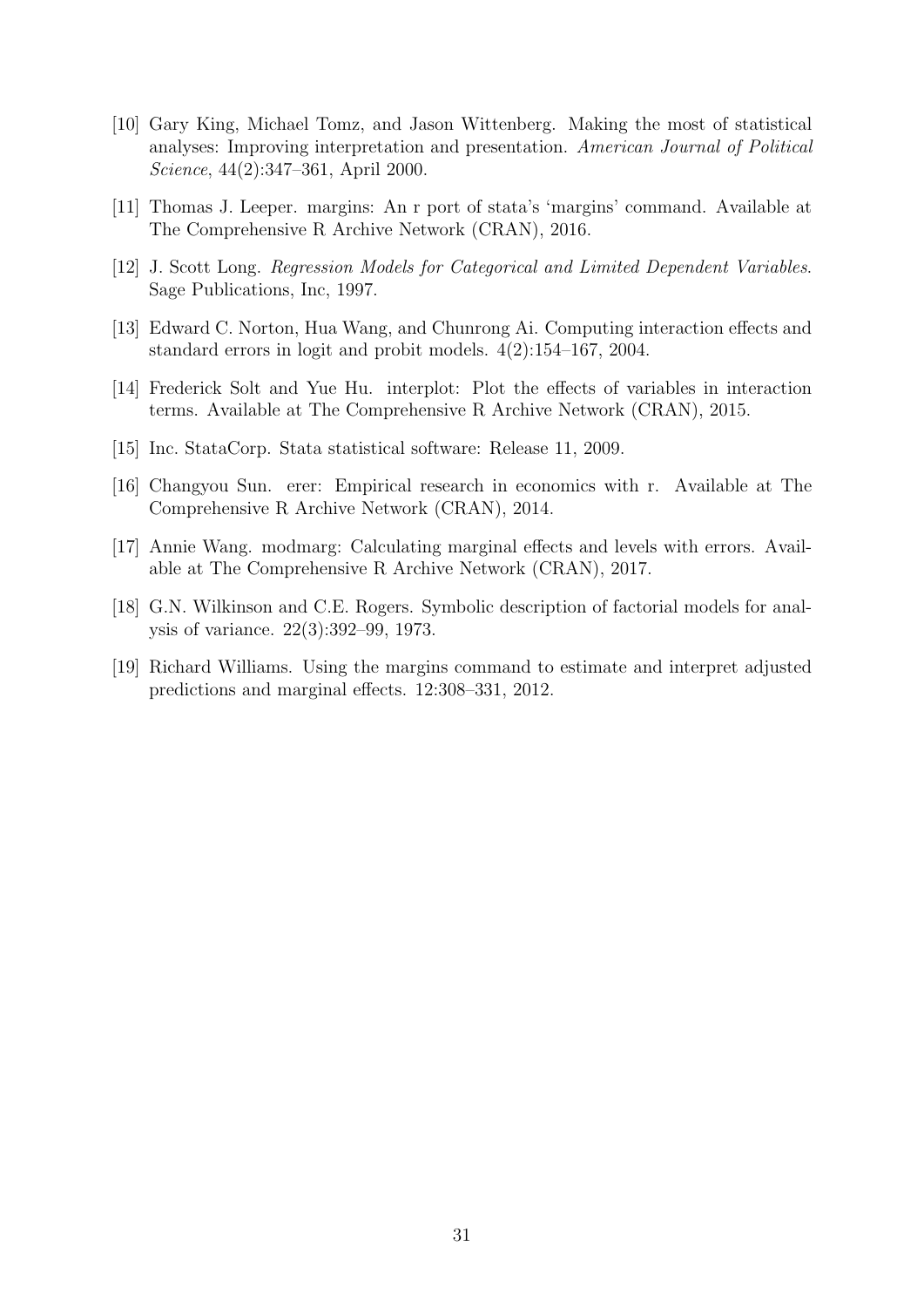[10] Gary King, Michael Tomz, and Jason Wittenberg. Making the most of statistical analyses: Improving interpretation and presentation. *American Journal of Political Science*, 44(2):347–361, April 2000.

[11] Thomas J. Leeper. margins: An r port of stata's 'margins' command. Available at The Comprehensive R Archive Network (CRAN), 2016.

[12] J. Scott Long. *Regression Models for Categorical and Limited Dependent Variables*. Sage Publications, Inc, 1997.

[13] Edward C. Norton, Hua Wang, and Chunrong Ai. Computing interaction effects and standard errors in logit and probit models. 4(2):154–167, 2004.

[14] Frederick Solt and Yue Hu. interplot: Plot the effects of variables in interaction terms. Available at The Comprehensive R Archive Network (CRAN), 2015.

[15] Inc. StataCorp. Stata statistical software: Release 11, 2009.

[16] Changyou Sun. erer: Empirical research in economics with r. Available at The Comprehensive R Archive Network (CRAN), 2014.

[17] Annie Wang. modmarg: Calculating marginal effects and levels with errors. Available at The Comprehensive R Archive Network (CRAN), 2017.

[18] G.N. Wilkinson and C.E. Rogers. Symbolic description of factorial models for analysis of variance. 22(3):392–99, 1973.

[19] Richard Williams. Using the margins command to estimate and interpret adjusted predictions and marginal effects. 12:308–331, 2012.